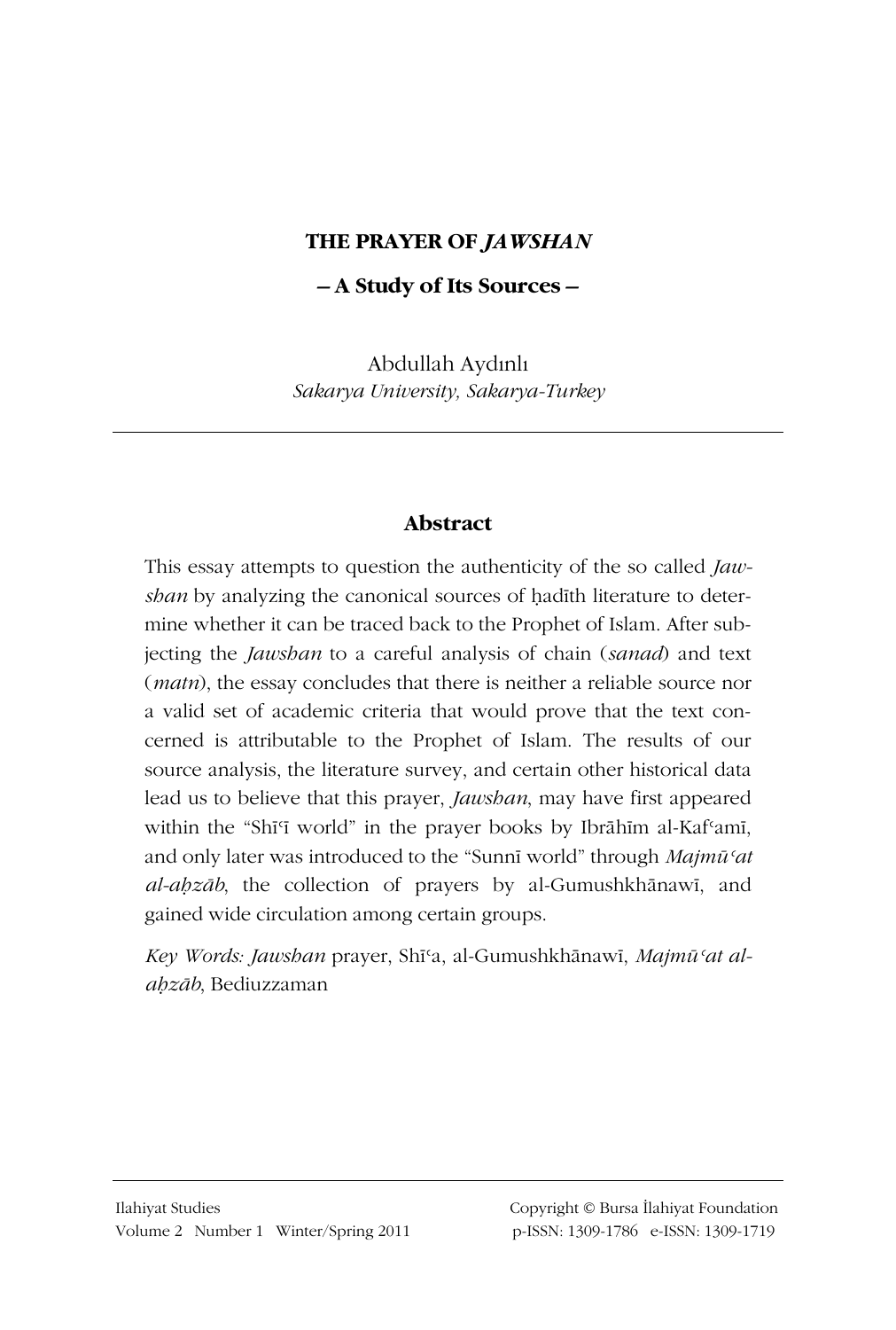# THE PRAYER OF *JAWSHAN*

## – A Study of Its Sources –

Abdullah Aydınlı

*Sakarya University, Sakarya-Turkey*

---

## Abstract

This essay attempts to question the authenticity of the so called *Jawshan* by analyzing the canonical sources of ḥadīth literature to determine whether it can be traced back to the Prophet of Islam. After subjecting the *Jawshan* to a careful analysis of chain (*sanad*) and text (*matn*), the essay concludes that there is neither a reliable source nor a valid set of academic criteria that would prove that the text concerned is attributable to the Prophet of Islam. The results of our source analysis, the literature survey, and certain other historical data lead us to believe that this prayer, *Jawshan*, may have first appeared within the "Shīʿī world" in the prayer books by Ibrāhīm al-Kafʿamī, and only later was introduced to the "Sunnī world" through *Majmūʿat al-aḥzāb*, the collection of prayers by al-Gumushkhānawī, and gained wide circulation among certain groups.

*Key Words: Jawshan* prayer, Shīʿa, al-Gumushkhānawī, *Majmūʿat al-aḥzāb*, Bediuzzaman

---

Ilahiyat Studies
Volume 2 Number 1 Winter/Spring 2011

Copyright © Bursa İlahiyat Foundation
p-ISSN: 1309-1786 e-ISSN: 1309-1719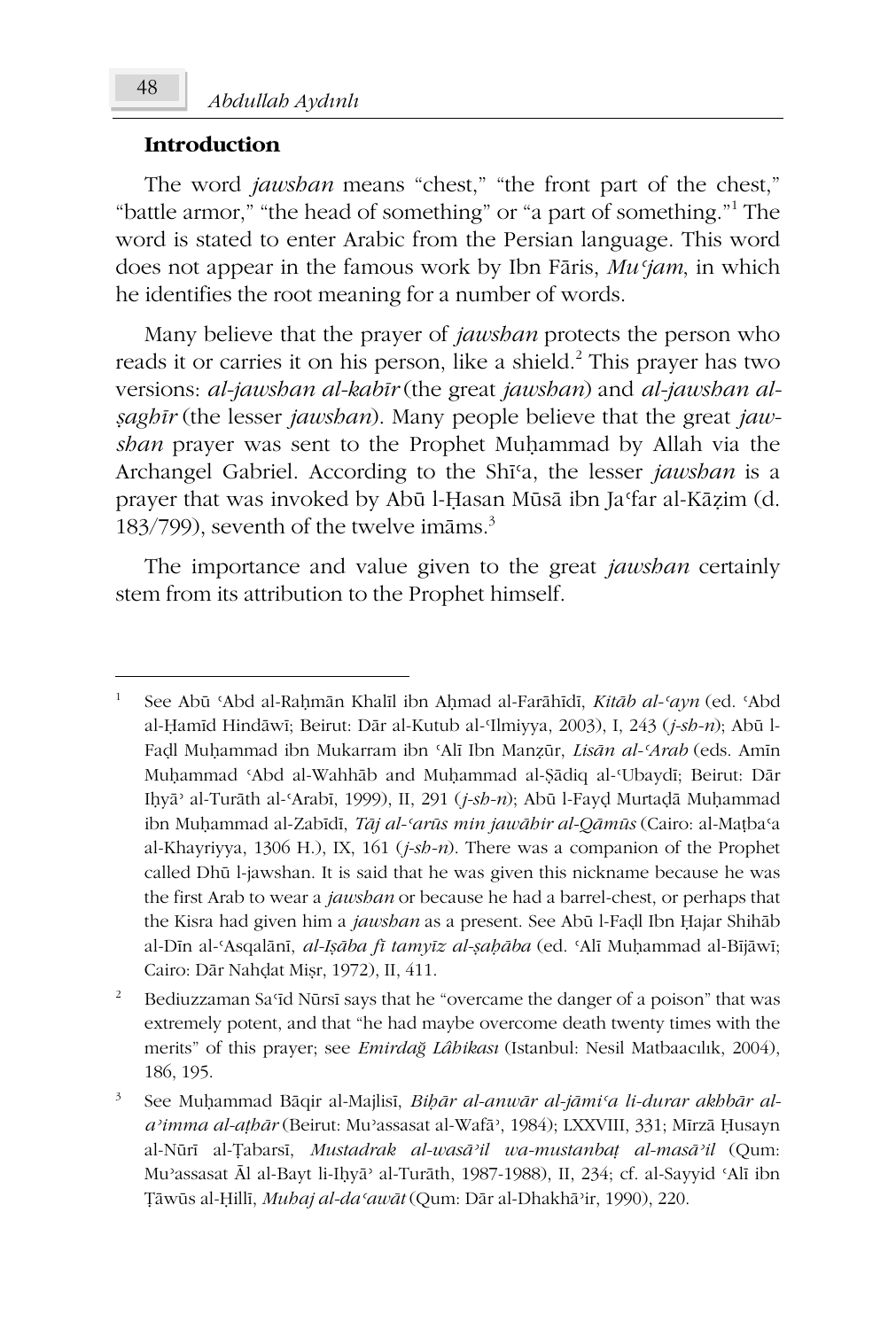## Introduction

The word *jawshan* means "chest," "the front part of the chest," "battle armor," "the head of something" or "a part of something."[1] The word is stated to enter Arabic from the Persian language. This word does not appear in the famous work by Ibn Fāris, *Muʿjam*, in which he identifies the root meaning for a number of words.

Many believe that the prayer of *jawshan* protects the person who reads it or carries it on his person, like a shield.[2] This prayer has two versions: *al-jawshan al-kabīr* (the great *jawshan*) and *al-jawshan al-ṣaghīr* (the lesser *jawshan*). Many people believe that the great *jawshan* prayer was sent to the Prophet Muḥammad by Allah via the Archangel Gabriel. According to the Shīʿa, the lesser *jawshan* is a prayer that was invoked by Abū l-Ḥasan Mūsā ibn Jaʿfar al-Kāẓim (d. 183/799), seventh of the twelve imāms.[3]

The importance and value given to the great *jawshan* certainly stem from its attribution to the Prophet himself.

---

1 See Abū ʿAbd al-Raḥmān Khalīl ibn Aḥmad al-Farāhīdī, *Kitāb al-ʿayn* (ed. ʿAbd al-Ḥamīd Hindāwī; Beirut: Dār al-Kutub al-ʿIlmiyya, 2003), I, 243 (*j-sh-n*); Abū l-Faḍl Muḥammad ibn Mukarram ibn ʿAlī Ibn Manẓūr, *Lisān al-ʿArab* (eds. Amīn Muḥammad ʿAbd al-Wahhāb and Muḥammad al-Ṣādiq al-ʿUbaydī; Beirut: Dār Iḥyāʾ al-Turāth al-ʿArabī, 1999), II, 291 (*j-sh-n*); Abū l-Fayḍ Murtaḍā Muḥammad ibn Muḥammad al-Zabīdī, *Tāj al-ʿarūs min jawāhir al-Qāmūs* (Cairo: al-Maṭbaʿa al-Khayriyya, 1306 H.), IX, 161 (*j-sh-n*). There was a companion of the Prophet called Dhū l-jawshan. It is said that he was given this nickname because he was the first Arab to wear a *jawshan* or because he had a barrel-chest, or perhaps that the Kisra had given him a *jawshan* as a present. See Abū l-Faḍl Ibn Ḥajar Shihāb al-Dīn al-ʿAsqalānī, *al-Iṣāba fī tamyīz al-ṣaḥāba* (ed. ʿAlī Muḥammad al-Bījāwī; Cairo: Dār Nahḍat Miṣr, 1972), II, 411.

2 Bediuzzaman Saʿīd Nūrsī says that he "overcame the danger of a poison" that was extremely potent, and that "he had maybe overcome death twenty times with the merits" of this prayer; see *Emirdağ Lâhikası* (Istanbul: Nesil Matbaacılık, 2004), 186, 195.

3 See Muḥammad Bāqir al-Majlisī, *Biḥār al-anwār al-jāmiʿa li-durar akhbār al-aʾimma al-aṭhār* (Beirut: Muʾassasat al-Wafāʾ, 1984); LXXVIII, 331; Mīrzā Ḥusayn al-Nūrī al-Ṭabarsī, *Mustadrak al-wasāʾil wa-mustanbaṭ al-masāʾil* (Qum: Muʾassasat Āl al-Bayt li-Iḥyāʾ al-Turāth, 1987-1988), II, 234; cf. al-Sayyid ʿAlī ibn Ṭāwūs al-Ḥillī, *Muhaj al-daʿawāt* (Qum: Dār al-Dhakhāʾir, 1990), 220.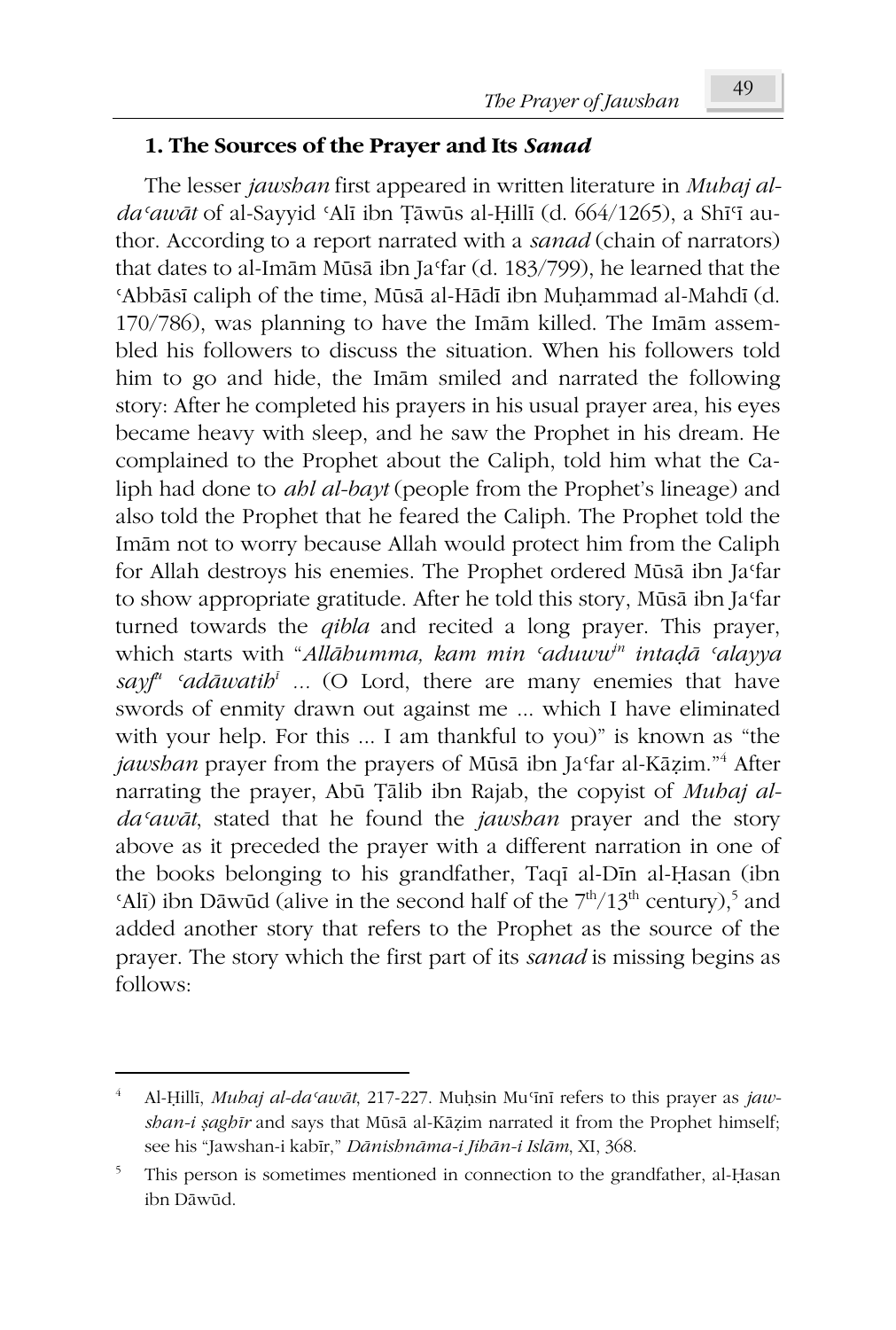### 1. The Sources of the Prayer and Its *Sanad*

The lesser *jawshan* first appeared in written literature in *Muhaj al-daʿawāt* of al-Sayyid ʿAlī ibn Ṭāwūs al-Ḥillī (d. 664/1265), a Shīʿī author. According to a report narrated with a *sanad* (chain of narrators) that dates to al-Imām Mūsā ibn Jaʿfar (d. 183/799), he learned that the ʿAbbāsī caliph of the time, Mūsā al-Hādī ibn Muḥammad al-Mahdī (d. 170/786), was planning to have the Imām killed. The Imām assembled his followers to discuss the situation. When his followers told him to go and hide, the Imām smiled and narrated the following story: After he completed his prayers in his usual prayer area, his eyes became heavy with sleep, and he saw the Prophet in his dream. He complained to the Prophet about the Caliph, told him what the Caliph had done to *ahl al-bayt* (people from the Prophet's lineage) and also told the Prophet that he feared the Caliph. The Prophet told the Imām not to worry because Allah would protect him from the Caliph for Allah destroys his enemies. The Prophet ordered Mūsā ibn Jaʿfar to show appropriate gratitude. After he told this story, Mūsā ibn Jaʿfar turned towards the *qibla* and recited a long prayer. This prayer, which starts with "*Allāhumma, kam min ʿaduww^in intaḍā ʿalayya sayf^u ʿadāwatih^i* ... (O Lord, there are many enemies that have swords of enmity drawn out against me ... which I have eliminated with your help. For this ... I am thankful to you)" is known as "the *jawshan* prayer from the prayers of Mūsā ibn Jaʿfar al-Kāẓim."[4] After narrating the prayer, Abū Ṭālib ibn Rajab, the copyist of *Muhaj al-daʿawāt*, stated that he found the *jawshan* prayer and the story above as it preceded the prayer with a different narration in one of the books belonging to his grandfather, Taqī al-Dīn al-Ḥasan (ibn ʿAlī) ibn Dāwūd (alive in the second half of the 7th/13th century),[5] and added another story that refers to the Prophet as the source of the prayer. The story which the first part of its *sanad* is missing begins as follows:

---

[4] Al-Ḥillī, *Muhaj al-daʿawāt*, 217-227. Muḥsin Muʿīnī refers to this prayer as *jawshan-i ṣaghīr* and says that Mūsā al-Kāẓim narrated it from the Prophet himself; see his "Jawshan-i kabīr," *Dānishnāma-i Jihān-i Islām*, XI, 368.

[5] This person is sometimes mentioned in connection to the grandfather, al-Ḥasan ibn Dāwūd.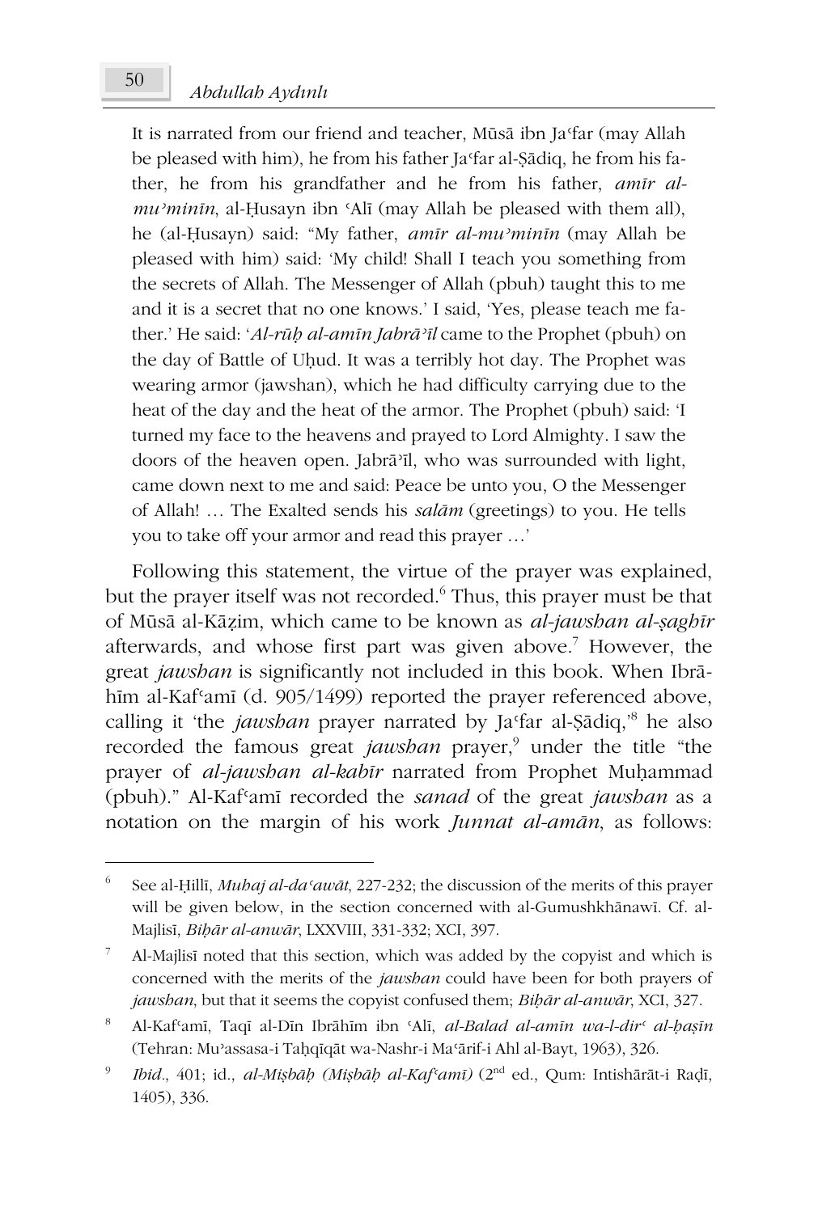It is narrated from our friend and teacher, Mūsā ibn Jaʿfar (may Allah be pleased with him), he from his father Jaʿfar al-Ṣādiq, he from his father, he from his grandfather and he from his father, *amīr al-muʾminīn*, al-Ḥusayn ibn ʿAlī (may Allah be pleased with them all), he (al-Ḥusayn) said: "My father, *amīr al-muʾminīn* (may Allah be pleased with him) said: 'My child! Shall I teach you something from the secrets of Allah. The Messenger of Allah (pbuh) taught this to me and it is a secret that no one knows.' I said, 'Yes, please teach me father.' He said: '*Al-rūḥ al-amīn Jabrāʾīl* came to the Prophet (pbuh) on the day of Battle of Uḥud. It was a terribly hot day. The Prophet was wearing armor (jawshan), which he had difficulty carrying due to the heat of the day and the heat of the armor. The Prophet (pbuh) said: 'I turned my face to the heavens and prayed to Lord Almighty. I saw the doors of the heaven open. Jabrāʾīl, who was surrounded with light, came down next to me and said: Peace be unto you, O the Messenger of Allah! … The Exalted sends his *salām* (greetings) to you. He tells you to take off your armor and read this prayer …'

Following this statement, the virtue of the prayer was explained, but the prayer itself was not recorded.[6] Thus, this prayer must be that of Mūsā al-Kāẓim, which came to be known as *al-jawshan al-ṣaghīr* afterwards, and whose first part was given above.[7] However, the great *jawshan* is significantly not included in this book. When Ibrāhīm al-Kafʿamī (d. 905/1499) reported the prayer referenced above, calling it 'the *jawshan* prayer narrated by Jaʿfar al-Ṣādiq,'[8] he also recorded the famous great *jawshan* prayer,[9] under the title "the prayer of *al-jawshan al-kabīr* narrated from Prophet Muḥammad (pbuh)." Al-Kafʿamī recorded the *sanad* of the great *jawshan* as a notation on the margin of his work *Junnat al-amān*, as follows:

---

[6] See al-Ḥillī, *Muhaj al-daʿawāt*, 227-232; the discussion of the merits of this prayer will be given below, in the section concerned with al-Gumushkhānawī. Cf. al-Majlisī, *Biḥār al-anwār*, LXXVIII, 331-332; XCI, 397.

[7] Al-Majlisī noted that this section, which was added by the copyist and which is concerned with the merits of the *jawshan* could have been for both prayers of *jawshan*, but that it seems the copyist confused them; *Biḥār al-anwār*, XCI, 327.

[8] Al-Kafʿamī, Taqī al-Dīn Ibrāhīm ibn ʿAlī, *al-Balad al-amīn wa-l-dirʿ al-ḥaṣīn* (Tehran: Muʾassasa-i Taḥqīqāt wa-Nashr-i Maʿārif-i Ahl al-Bayt, 1963), 326.

[9] *Ibid*., 401; id., *al-Miṣbāḥ (Miṣbāḥ al-Kafʿamī)* (2nd ed., Qum: Intishārāt-i Raḍī, 1405), 336.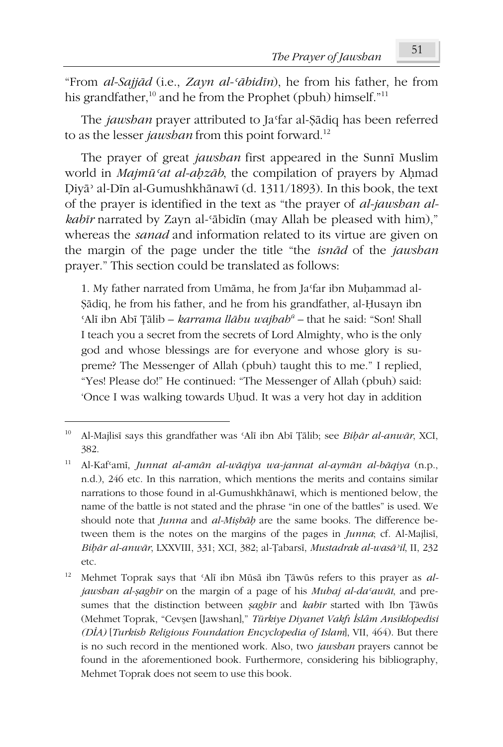"From *al-Sajjād* (i.e., *Zayn al-ʿābidīn*), he from his father, he from his grandfather,[10] and he from the Prophet (pbuh) himself."[11]

The *jawshan* prayer attributed to Jaʿfar al-Ṣādiq has been referred to as the lesser *jawshan* from this point forward.[12]

The prayer of great *jawshan* first appeared in the Sunnī Muslim world in *Majmūʿat al-aḥzāb*, the compilation of prayers by Aḥmad Ḍiyāʾ al-Dīn al-Gumushkhānawī (d. 1311/1893). In this book, the text of the prayer is identified in the text as "the prayer of *al-jawshan al-kabīr* narrated by Zayn al-ʿābidīn (may Allah be pleased with him)," whereas the *sanad* and information related to its virtue are given on the margin of the page under the title "the *isnād* of the *jawshan* prayer." This section could be translated as follows:

> 1. My father narrated from Umāma, he from Jaʿfar ibn Muḥammad al-Ṣādiq, he from his father, and he from his grandfather, al-Ḥusayn ibn ʿAlī ibn Abī Ṭālib – *karrama llāhu wajhah*ᵘ – that he said: "Son! Shall I teach you a secret from the secrets of Lord Almighty, who is the only god and whose blessings are for everyone and whose glory is supreme? The Messenger of Allah (pbuh) taught this to me." I replied, "Yes! Please do!" He continued: "The Messenger of Allah (pbuh) said: 'Once I was walking towards Uḥud. It was a very hot day in addition

---

[10] Al-Majlisī says this grandfather was ʿAlī ibn Abī Ṭālib; see *Biḥār al-anwār*, XCI, 382.

[11] Al-Kafʿamī, *Junnat al-amān al-wāqiya wa-jannat al-aymān al-bāqiya* (n.p., n.d.), 246 etc. In this narration, which mentions the merits and contains similar narrations to those found in al-Gumushkhānawī, which is mentioned below, the name of the battle is not stated and the phrase "in one of the battles" is used. We should note that *Junna* and *al-Miṣbāḥ* are the same books. The difference between them is the notes on the margins of the pages in *Junna*; cf. Al-Majlisī, *Biḥār al-anwār*, LXXVIII, 331; XCI, 382; al-Ṭabarsī, *Mustadrak al-wasāʾil*, II, 232 etc.

[12] Mehmet Toprak says that ʿAlī ibn Mūsā ibn Ṭāwūs refers to this prayer as *al-jawshan al-ṣaghīr* on the margin of a page of his *Muhaj al-daʿawāt*, and presumes that the distinction between *ṣaghīr* and *kabīr* started with Ibn Ṭāwūs (Mehmet Toprak, "Cevşen [Jawshan]," *Türkiye Diyanet Vakfı İslâm Ansiklopedisi (DİA)* [*Turkish Religious Foundation Encyclopedia of Islam*], VII, 464). But there is no such record in the mentioned work. Also, two *jawshan* prayers cannot be found in the aforementioned book. Furthermore, considering his bibliography, Mehmet Toprak does not seem to use this book.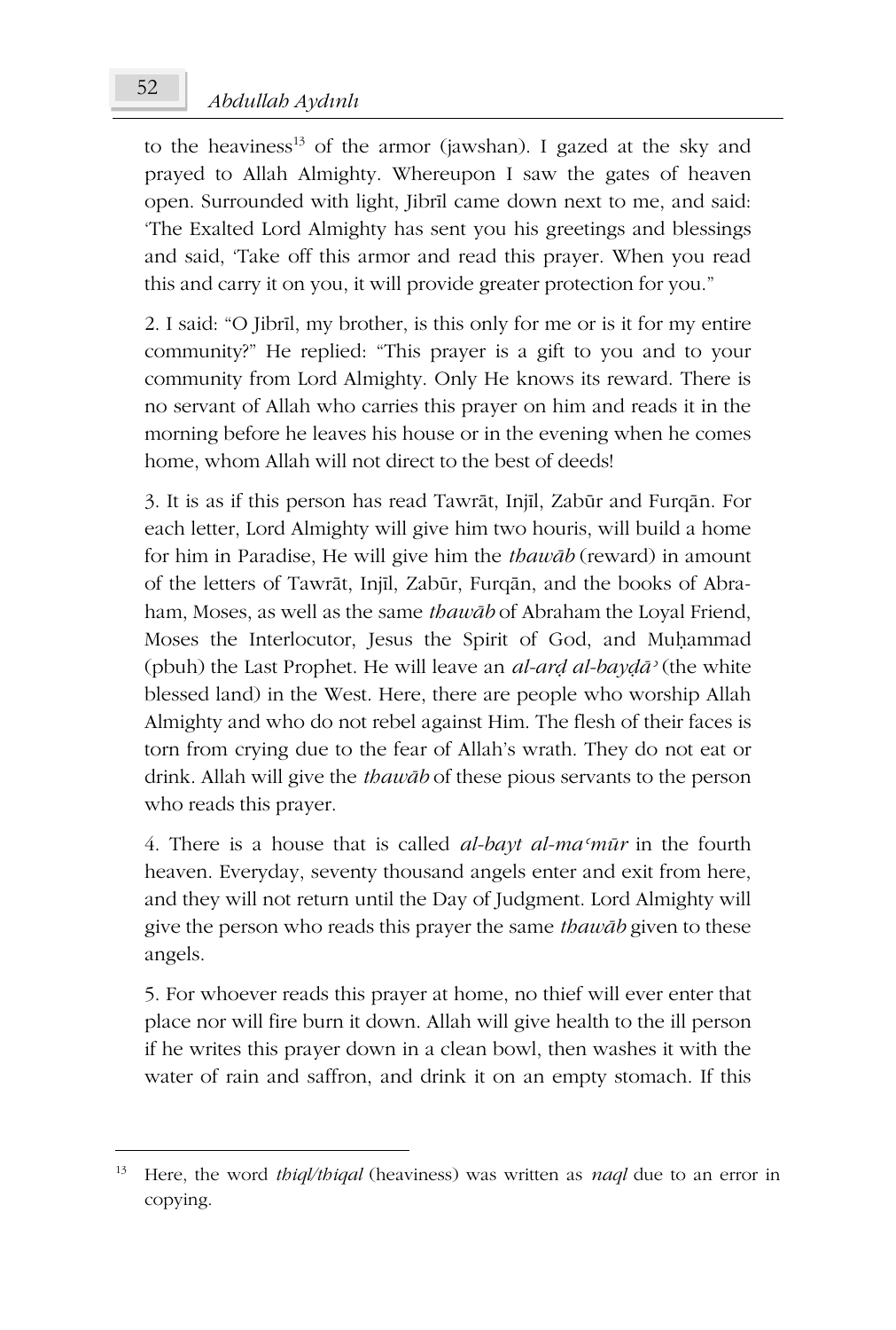to the heaviness[13] of the armor (jawshan). I gazed at the sky and prayed to Allah Almighty. Whereupon I saw the gates of heaven open. Surrounded with light, Jibrīl came down next to me, and said: 'The Exalted Lord Almighty has sent you his greetings and blessings and said, 'Take off this armor and read this prayer. When you read this and carry it on you, it will provide greater protection for you."

2. I said: "O Jibrīl, my brother, is this only for me or is it for my entire community?" He replied: "This prayer is a gift to you and to your community from Lord Almighty. Only He knows its reward. There is no servant of Allah who carries this prayer on him and reads it in the morning before he leaves his house or in the evening when he comes home, whom Allah will not direct to the best of deeds!

3. It is as if this person has read Tawrāt, Injīl, Zabūr and Furqān. For each letter, Lord Almighty will give him two houris, will build a home for him in Paradise, He will give him the *thawāb* (reward) in amount of the letters of Tawrāt, Injīl, Zabūr, Furqān, and the books of Abraham, Moses, as well as the same *thawāb* of Abraham the Loyal Friend, Moses the Interlocutor, Jesus the Spirit of God, and Muḥammad (pbuh) the Last Prophet. He will leave an *al-arḍ al-bayḍā'* (the white blessed land) in the West. Here, there are people who worship Allah Almighty and who do not rebel against Him. The flesh of their faces is torn from crying due to the fear of Allah's wrath. They do not eat or drink. Allah will give the *thawāb* of these pious servants to the person who reads this prayer.

4. There is a house that is called *al-bayt al-maʿmūr* in the fourth heaven. Everyday, seventy thousand angels enter and exit from here, and they will not return until the Day of Judgment. Lord Almighty will give the person who reads this prayer the same *thawāb* given to these angels.

5. For whoever reads this prayer at home, no thief will ever enter that place nor will fire burn it down. Allah will give health to the ill person if he writes this prayer down in a clean bowl, then washes it with the water of rain and saffron, and drink it on an empty stomach. If this

---

[13] Here, the word *thiql/thiqal* (heaviness) was written as *naql* due to an error in copying.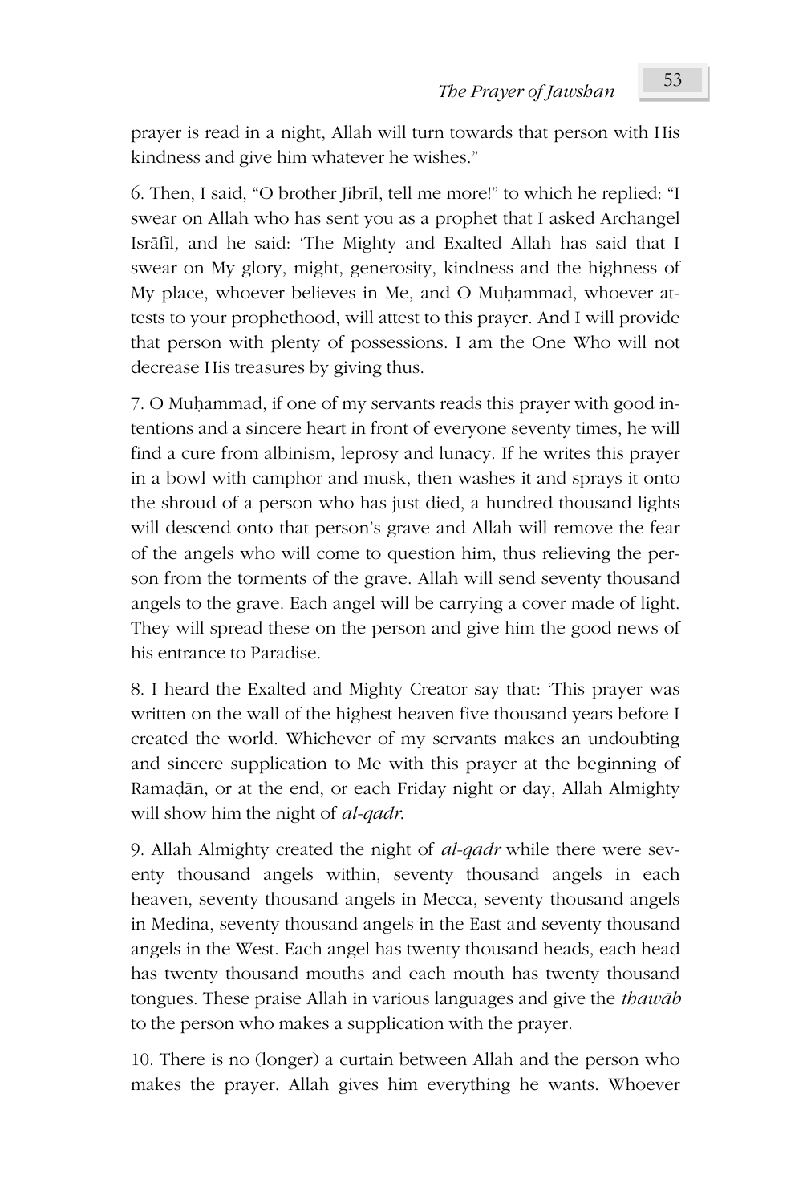prayer is read in a night, Allah will turn towards that person with His kindness and give him whatever he wishes."

6. Then, I said, "O brother Jibrīl, tell me more!" to which he replied: "I swear on Allah who has sent you as a prophet that I asked Archangel Isrāfīl, and he said: 'The Mighty and Exalted Allah has said that I swear on My glory, might, generosity, kindness and the highness of My place, whoever believes in Me, and O Muḥammad, whoever attests to your prophethood, will attest to this prayer. And I will provide that person with plenty of possessions. I am the One Who will not decrease His treasures by giving thus.

7. O Muḥammad, if one of my servants reads this prayer with good intentions and a sincere heart in front of everyone seventy times, he will find a cure from albinism, leprosy and lunacy. If he writes this prayer in a bowl with camphor and musk, then washes it and sprays it onto the shroud of a person who has just died, a hundred thousand lights will descend onto that person's grave and Allah will remove the fear of the angels who will come to question him, thus relieving the person from the torments of the grave. Allah will send seventy thousand angels to the grave. Each angel will be carrying a cover made of light. They will spread these on the person and give him the good news of his entrance to Paradise.

8. I heard the Exalted and Mighty Creator say that: 'This prayer was written on the wall of the highest heaven five thousand years before I created the world. Whichever of my servants makes an undoubting and sincere supplication to Me with this prayer at the beginning of Ramaḍān, or at the end, or each Friday night or day, Allah Almighty will show him the night of *al-qadr*.

9. Allah Almighty created the night of *al-qadr* while there were seventy thousand angels within, seventy thousand angels in each heaven, seventy thousand angels in Mecca, seventy thousand angels in Medina, seventy thousand angels in the East and seventy thousand angels in the West. Each angel has twenty thousand heads, each head has twenty thousand mouths and each mouth has twenty thousand tongues. These praise Allah in various languages and give the *thawāb* to the person who makes a supplication with the prayer.

10. There is no (longer) a curtain between Allah and the person who makes the prayer. Allah gives him everything he wants. Whoever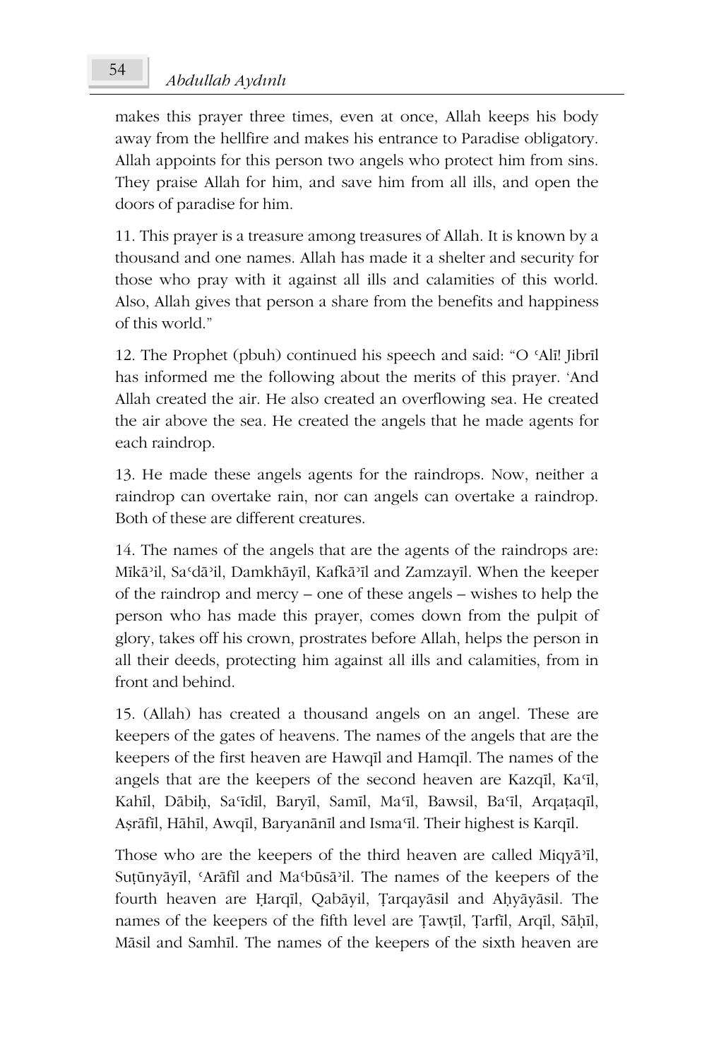makes this prayer three times, even at once, Allah keeps his body away from the hellfire and makes his entrance to Paradise obligatory. Allah appoints for this person two angels who protect him from sins. They praise Allah for him, and save him from all ills, and open the doors of paradise for him.

11. This prayer is a treasure among treasures of Allah. It is known by a thousand and one names. Allah has made it a shelter and security for those who pray with it against all ills and calamities of this world. Also, Allah gives that person a share from the benefits and happiness of this world."

12. The Prophet (pbuh) continued his speech and said: "O ʿAlī! Jibrīl has informed me the following about the merits of this prayer. 'And Allah created the air. He also created an overflowing sea. He created the air above the sea. He created the angels that he made agents for each raindrop.

13. He made these angels agents for the raindrops. Now, neither a raindrop can overtake rain, nor can angels can overtake a raindrop. Both of these are different creatures.

14. The names of the angels that are the agents of the raindrops are: Mīkāʾil, Saʿdāʾil, Damkhāyīl, Kafkāʾīl and Zamzayīl. When the keeper of the raindrop and mercy – one of these angels – wishes to help the person who has made this prayer, comes down from the pulpit of glory, takes off his crown, prostrates before Allah, helps the person in all their deeds, protecting him against all ills and calamities, from in front and behind.

15. (Allah) has created a thousand angels on an angel. These are keepers of the gates of heavens. The names of the angels that are the keepers of the first heaven are Hawqīl and Hamqīl. The names of the angels that are the keepers of the second heaven are Kazqīl, Kaʿīl, Kahīl, Dābiḥ, Saʿīdīl, Baryīl, Samīl, Maʿīl, Bawsil, Baʿīl, Arqaṭaqīl, Aṣrāfīl, Hāhīl, Awqīl, Baryanānīl and Ismaʿīl. Their highest is Karqīl.

Those who are the keepers of the third heaven are called Miqyāʾīl, Suṭūnyāyīl, ʿArāfīl and Maʿbūsāʾil. The names of the keepers of the fourth heaven are Ḥarqīl, Qabāyil, Ṭarqayāsil and Aḥyāyāsil. The names of the keepers of the fifth level are Ṭawṭīl, Ṭarfīl, Arqīl, Sāḥīl, Māsil and Samhīl. The names of the keepers of the sixth heaven are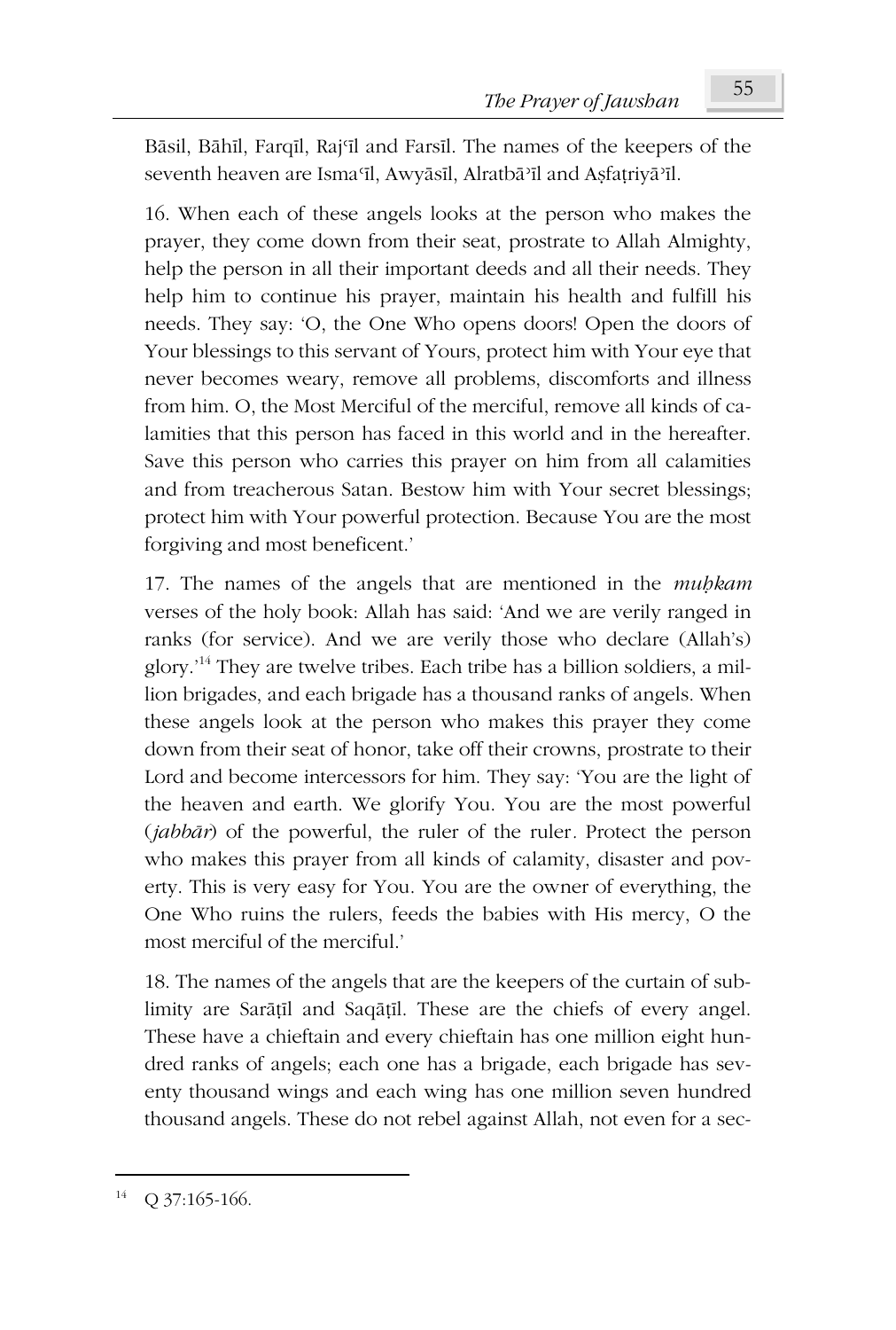Bāsil, Bāhīl, Farqīl, Rajʿīl and Farsīl. The names of the keepers of the seventh heaven are Ismaʿīl, Awyāsīl, Alratbāʾīl and Aṣfaṭriyāʾīl.

16. When each of these angels looks at the person who makes the prayer, they come down from their seat, prostrate to Allah Almighty, help the person in all their important deeds and all their needs. They help him to continue his prayer, maintain his health and fulfill his needs. They say: 'O, the One Who opens doors! Open the doors of Your blessings to this servant of Yours, protect him with Your eye that never becomes weary, remove all problems, discomforts and illness from him. O, the Most Merciful of the merciful, remove all kinds of calamities that this person has faced in this world and in the hereafter. Save this person who carries this prayer on him from all calamities and from treacherous Satan. Bestow him with Your secret blessings; protect him with Your powerful protection. Because You are the most forgiving and most beneficent.'

17. The names of the angels that are mentioned in the *muḥkam* verses of the holy book: Allah has said: 'And we are verily ranged in ranks (for service). And we are verily those who declare (Allah's) glory.'[14] They are twelve tribes. Each tribe has a billion soldiers, a million brigades, and each brigade has a thousand ranks of angels. When these angels look at the person who makes this prayer they come down from their seat of honor, take off their crowns, prostrate to their Lord and become intercessors for him. They say: 'You are the light of the heaven and earth. We glorify You. You are the most powerful (*jabbār*) of the powerful, the ruler of the ruler. Protect the person who makes this prayer from all kinds of calamity, disaster and poverty. This is very easy for You. You are the owner of everything, the One Who ruins the rulers, feeds the babies with His mercy, O the most merciful of the merciful.'

18. The names of the angels that are the keepers of the curtain of sublimity are Sarāṭīl and Saqāṭīl. These are the chiefs of every angel. These have a chieftain and every chieftain has one million eight hundred ranks of angels; each one has a brigade, each brigade has seventy thousand wings and each wing has one million seven hundred thousand angels. These do not rebel against Allah, not even for a sec-

---

[14] Q 37:165-166.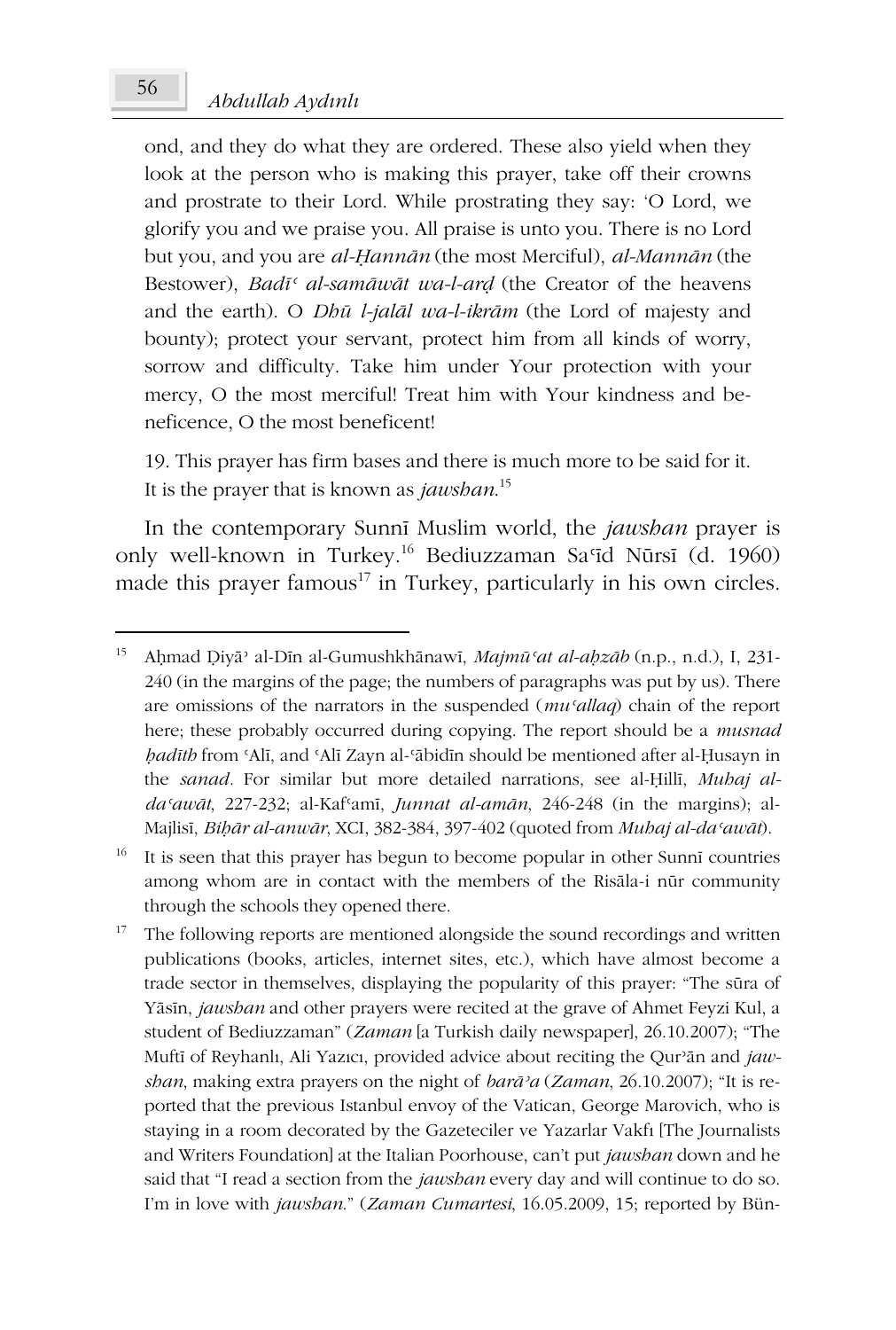ond, and they do what they are ordered. These also yield when they look at the person who is making this prayer, take off their crowns and prostrate to their Lord. While prostrating they say: 'O Lord, we glorify you and we praise you. All praise is unto you. There is no Lord but you, and you are *al-Ḥannān* (the most Merciful), *al-Mannān* (the Bestower), *Badīʿ al-samāwāt wa-l-arḍ* (the Creator of the heavens and the earth). O *Dhū l-jalāl wa-l-ikrām* (the Lord of majesty and bounty); protect your servant, protect him from all kinds of worry, sorrow and difficulty. Take him under Your protection with your mercy, O the most merciful! Treat him with Your kindness and beneficence, O the most beneficent!

19. This prayer has firm bases and there is much more to be said for it. It is the prayer that is known as *jawshan*.[15]

In the contemporary Sunnī Muslim world, the *jawshan* prayer is only well-known in Turkey.[16] Bediuzzaman Saʿīd Nūrsī (d. 1960) made this prayer famous[17] in Turkey, particularly in his own circles.

---

[15] Aḥmad Ḍiyāʾ al-Dīn al-Gumushkhānawī, *Majmūʿat al-aḥzāb* (n.p., n.d.), I, 231-240 (in the margins of the page; the numbers of paragraphs was put by us). There are omissions of the narrators in the suspended (*muʿallaq*) chain of the report here; these probably occurred during copying. The report should be a *musnad ḥadīth* from ʿAlī, and ʿAlī Zayn al-ʿābidīn should be mentioned after al-Ḥusayn in the *sanad*. For similar but more detailed narrations, see al-Ḥillī, *Muhaj al-daʿawāt,* 227-232; al-Kafʿamī, *Junnat al-amān*, 246-248 (in the margins); al-Majlisī, *Biḥār al-anwār*, XCI, 382-384, 397-402 (quoted from *Muhaj al-daʿawāt*).

[16] It is seen that this prayer has begun to become popular in other Sunnī countries among whom are in contact with the members of the Risāla-i nūr community through the schools they opened there.

[17] The following reports are mentioned alongside the sound recordings and written publications (books, articles, internet sites, etc.), which have almost become a trade sector in themselves, displaying the popularity of this prayer: "The sūra of Yāsīn, *jawshan* and other prayers were recited at the grave of Ahmet Feyzi Kul, a student of Bediuzzaman" (*Zaman* [a Turkish daily newspaper], 26.10.2007); "The Muftī of Reyhanlı, Ali Yazıcı, provided advice about reciting the Qurʾān and *jawshan*, making extra prayers on the night of *barāʾa* (*Zaman*, 26.10.2007); "It is reported that the previous Istanbul envoy of the Vatican, George Marovich, who is staying in a room decorated by the Gazeteciler ve Yazarlar Vakfı [The Journalists and Writers Foundation] at the Italian Poorhouse, can't put *jawshan* down and he said that "I read a section from the *jawshan* every day and will continue to do so. I'm in love with *jawshan*." (*Zaman Cumartesi*, 16.05.2009, 15; reported by Bün-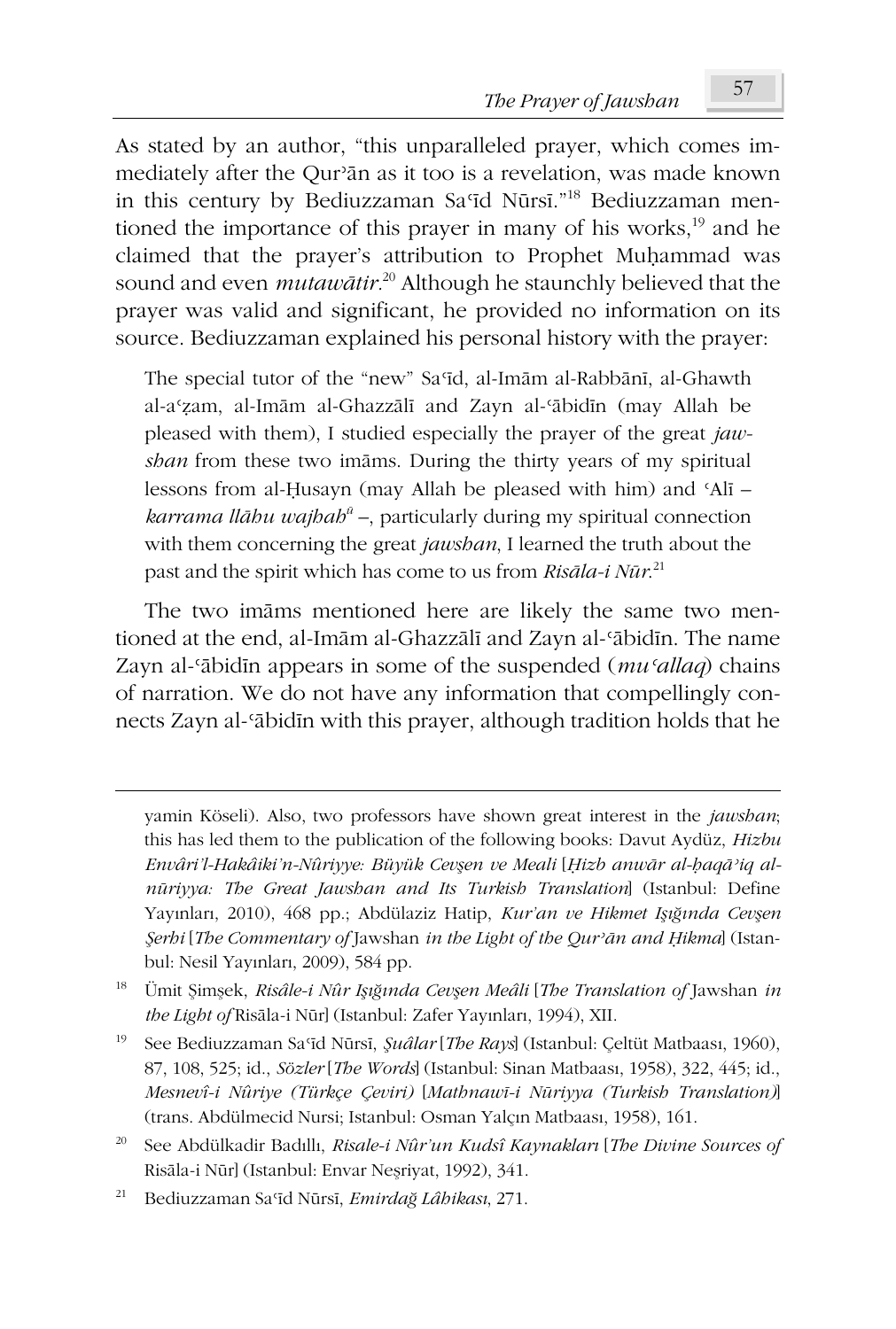As stated by an author, "this unparalleled prayer, which comes immediately after the Qurʾān as it too is a revelation, was made known in this century by Bediuzzaman Saʿīd Nūrsī."[18] Bediuzzaman mentioned the importance of this prayer in many of his works,[19] and he claimed that the prayer's attribution to Prophet Muḥammad was sound and even *mutawātir*.[20] Although he staunchly believed that the prayer was valid and significant, he provided no information on its source. Bediuzzaman explained his personal history with the prayer:

> The special tutor of the "new" Saʿīd, al-Imām al-Rabbānī, al-Ghawth al-aʿẓam, al-Imām al-Ghazzālī and Zayn al-ʿābidīn (may Allah be pleased with them), I studied especially the prayer of the great *jawshan* from these two imāms. During the thirty years of my spiritual lessons from al-Ḥusayn (may Allah be pleased with him) and ʿAlī – *karrama llāhu wajhahū* –, particularly during my spiritual connection with them concerning the great *jawshan*, I learned the truth about the past and the spirit which has come to us from *Risāla-i Nūr*.[21]

The two imāms mentioned here are likely the same two mentioned at the end, al-Imām al-Ghazzālī and Zayn al-ʿābidīn. The name Zayn al-ʿābidīn appears in some of the suspended (*muʿallaq*) chains of narration. We do not have any information that compellingly connects Zayn al-ʿābidīn with this prayer, although tradition holds that he

---

yamin Köseli). Also, two professors have shown great interest in the *jawshan*; this has led them to the publication of the following books: Davut Aydüz, *Hizbu Envâri'l-Hakâiki'n-Nûriyye: Büyük Cevşen ve Meali* [*Ḥizb anwār al-ḥaqāʾiq al-nūriyya: The Great Jawshan and Its Turkish Translation*] (Istanbul: Define Yayınları, 2010), 468 pp.; Abdülaziz Hatip, *Kur'an ve Hikmet Işığında Cevşen Şerhi* [*The Commentary of* Jawshan *in the Light of the Qurʾān and Ḥikma*] (Istanbul: Nesil Yayınları, 2009), 584 pp.

18 Ümit Şimşek, *Risâle-i Nûr Işığında Cevşen Meâli* [*The Translation of* Jawshan *in the Light of* Risāla-i Nūr] (Istanbul: Zafer Yayınları, 1994), XII.

19 See Bediuzzaman Saʿīd Nūrsī, *Şuâlar* [*The Rays*] (Istanbul: Çeltüt Matbaası, 1960), 87, 108, 525; id., *Sözler* [*The Words*] (Istanbul: Sinan Matbaası, 1958), 322, 445; id., *Mesnevî-i Nûriye (Türkçe Çeviri)* [*Mathnawī-i Nūriyya (Turkish Translation)*] (trans. Abdülmecid Nursi; Istanbul: Osman Yalçın Matbaası, 1958), 161.

20 See Abdülkadir Badıllı, *Risale-i Nûr'un Kudsî Kaynakları* [*The Divine Sources of* Risāla-i Nūr] (Istanbul: Envar Neşriyat, 1992), 341.

21 Bediuzzaman Saʿīd Nūrsī, *Emirdağ Lâhikası*, 271.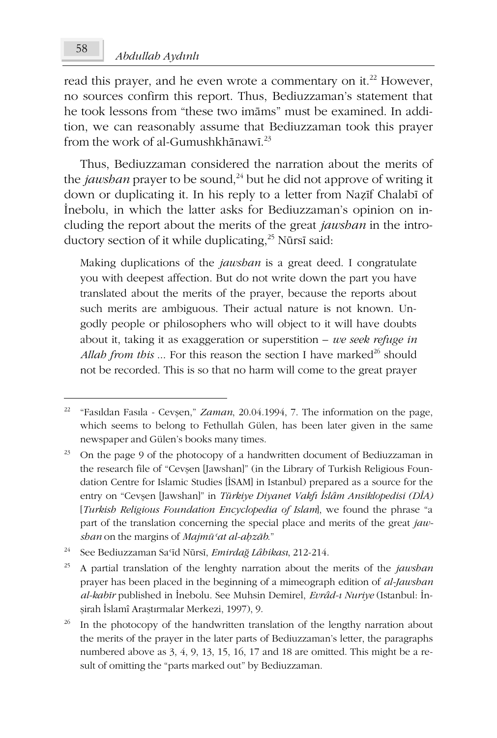read this prayer, and he even wrote a commentary on it.[22] However, no sources confirm this report. Thus, Bediuzzaman's statement that he took lessons from "these two imāms" must be examined. In addition, we can reasonably assume that Bediuzzaman took this prayer from the work of al-Gumushkhānawī.[23]

Thus, Bediuzzaman considered the narration about the merits of the *jawshan* prayer to be sound,[24] but he did not approve of writing it down or duplicating it. In his reply to a letter from Naẓīf Chalabī of İnebolu, in which the latter asks for Bediuzzaman's opinion on including the report about the merits of the great *jawshan* in the introductory section of it while duplicating,[25] Nūrsī said:

> Making duplications of the *jawshan* is a great deed. I congratulate you with deepest affection. But do not write down the part you have translated about the merits of the prayer, because the reports about such merits are ambiguous. Their actual nature is not known. Ungodly people or philosophers who will object to it will have doubts about it, taking it as exaggeration or superstition – *we seek refuge in Allah from this* ... For this reason the section I have marked[26] should not be recorded. This is so that no harm will come to the great prayer

---

[22] "Fasıldan Fasıla - Cevşen," *Zaman*, 20.04.1994, 7. The information on the page, which seems to belong to Fethullah Gülen, has been later given in the same newspaper and Gülen's books many times.

[23] On the page 9 of the photocopy of a handwritten document of Bediuzzaman in the research file of "Cevşen [Jawshan]" (in the Library of Turkish Religious Foundation Centre for Islamic Studies [İSAM] in Istanbul) prepared as a source for the entry on "Cevşen [Jawshan]" in *Türkiye Diyanet Vakfı İslâm Ansiklopedisi (DİA)* [*Turkish Religious Foundation Encyclopedia of Islam*], we found the phrase "a part of the translation concerning the special place and merits of the great *jawshan* on the margins of *Majmūʿat al-aḥzāb*."

[24] See Bediuzzaman Saʿīd Nūrsī, *Emirdağ Lâhikası*, 212-214.

[25] A partial translation of the lenghty narration about the merits of the *jawshan* prayer has been placed in the beginning of a mimeograph edition of *al-Jawshan al-kabīr* published in İnebolu. See Muhsin Demirel, *Evrâd-ı Nuriye* (Istanbul: İnşirah İslamî Araştırmalar Merkezi, 1997), 9.

[26] In the photocopy of the handwritten translation of the lengthy narration about the merits of the prayer in the later parts of Bediuzzaman's letter, the paragraphs numbered above as 3, 4, 9, 13, 15, 16, 17 and 18 are omitted. This might be a result of omitting the "parts marked out" by Bediuzzaman.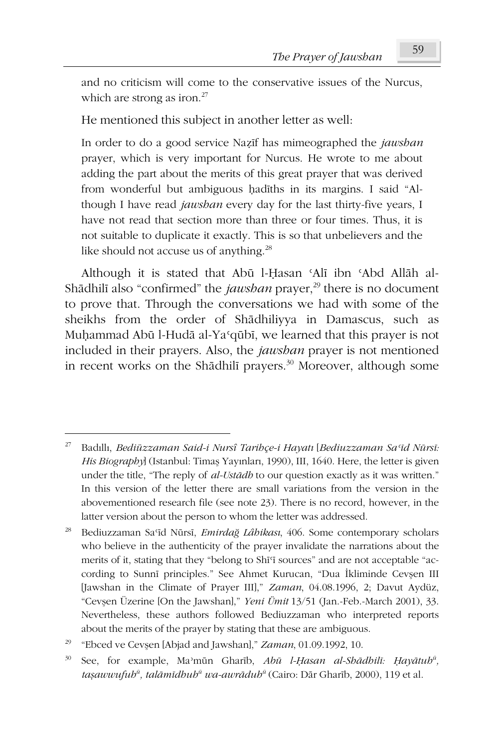and no criticism will come to the conservative issues of the Nurcus, which are strong as iron.[27]

He mentioned this subject in another letter as well:

> In order to do a good service Naẓīf has mimeographed the *jawshan* prayer, which is very important for Nurcus. He wrote to me about adding the part about the merits of this great prayer that was derived from wonderful but ambiguous ḥadīths in its margins. I said "Although I have read *jawshan* every day for the last thirty-five years, I have not read that section more than three or four times. Thus, it is not suitable to duplicate it exactly. This is so that unbelievers and the like should not accuse us of anything.[28]

Although it is stated that Abū l-Ḥasan ʿAlī ibn ʿAbd Allāh al-Shādhilī also "confirmed" the *jawshan* prayer,[29] there is no document to prove that. Through the conversations we had with some of the sheikhs from the order of Shādhiliyya in Damascus, such as Muḥammad Abū l-Hudā al-Yaʿqūbī, we learned that this prayer is not included in their prayers. Also, the *jawshan* prayer is not mentioned in recent works on the Shādhilī prayers.[30] Moreover, although some

---

[27] Badıllı, *Bediüzzaman Said-i Nursî Tarihçe-i Hayatı* [*Bediuzzaman Saʿīd Nūrsī: His Biography*] (Istanbul: Timaş Yayınları, 1990), III, 1640. Here, the letter is given under the title, "The reply of *al-Ustādh* to our question exactly as it was written." In this version of the letter there are small variations from the version in the abovementioned research file (see note 23). There is no record, however, in the latter version about the person to whom the letter was addressed.

[28] Bediuzzaman Saʿīd Nūrsī, *Emirdağ Lâhikası*, 406. Some contemporary scholars who believe in the authenticity of the prayer invalidate the narrations about the merits of it, stating that they "belong to Shīʿī sources" and are not acceptable "according to Sunnī principles." See Ahmet Kurucan, "Dua İkliminde Cevşen III [Jawshan in the Climate of Prayer III]," *Zaman*, 04.08.1996, 2; Davut Aydüz, "Cevşen Üzerine [On the Jawshan]," *Yeni Ümit* 13/51 (Jan.-Feb.-March 2001), 33. Nevertheless, these authors followed Bediuzzaman who interpreted reports about the merits of the prayer by stating that these are ambiguous.

[29] "Ebced ve Cevşen [Abjad and Jawshan]," *Zaman*, 01.09.1992, 10.

[30] See, for example, Maʾmūn Gharīb, *Abū l-Ḥasan al-Shādhilī: Ḥayātuhᵘ, taṣawwufuhᵘ, talāmīdhuhᵘ wa-awrāduhᵘ* (Cairo: Dār Gharīb, 2000), 119 et al.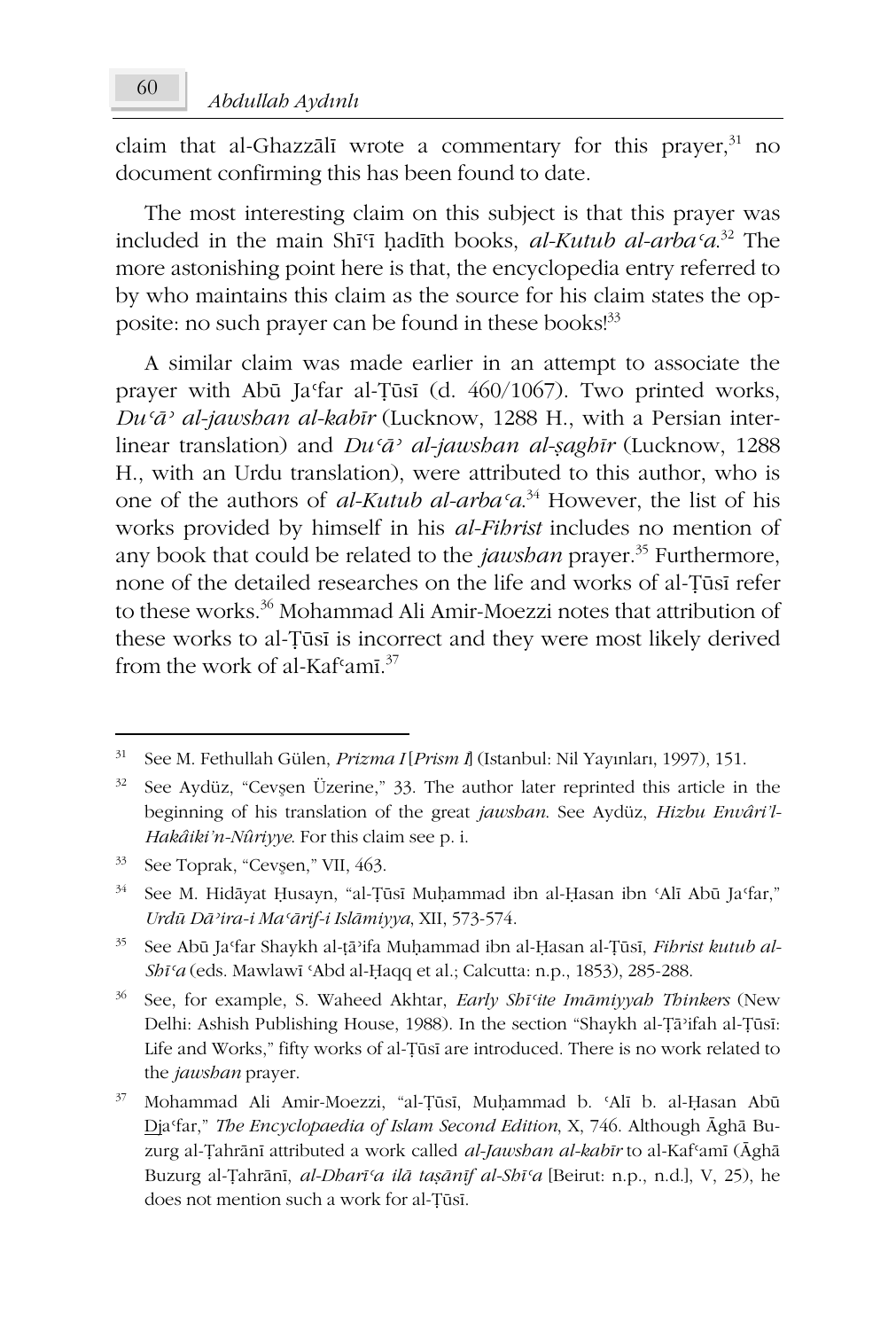claim that al-Ghazzālī wrote a commentary for this prayer,[31] no document confirming this has been found to date.

The most interesting claim on this subject is that this prayer was included in the main Shīʿī ḥadīth books, *al-Kutub al-arbaʿa*.[32] The more astonishing point here is that, the encyclopedia entry referred to by who maintains this claim as the source for his claim states the opposite: no such prayer can be found in these books![33]

A similar claim was made earlier in an attempt to associate the prayer with Abū Jaʿfar al-Ṭūsī (d. 460/1067). Two printed works, *Duʿāʾ al-jawshan al-kabīr* (Lucknow, 1288 H., with a Persian interlinear translation) and *Duʿāʾ al-jawshan al-ṣaghīr* (Lucknow, 1288 H., with an Urdu translation), were attributed to this author, who is one of the authors of *al-Kutub al-arbaʿa*.[34] However, the list of his works provided by himself in his *al-Fihrist* includes no mention of any book that could be related to the *jawshan* prayer.[35] Furthermore, none of the detailed researches on the life and works of al-Ṭūsī refer to these works.[36] Mohammad Ali Amir-Moezzi notes that attribution of these works to al-Ṭūsī is incorrect and they were most likely derived from the work of al-Kafʿamī.[37]

---

[31] See M. Fethullah Gülen, *Prizma I* [*Prism I*] (Istanbul: Nil Yayınları, 1997), 151.

[32] See Aydüz, "Cevşen Üzerine," 33. The author later reprinted this article in the beginning of his translation of the great *jawshan*. See Aydüz, *Hizbu Envâri'l-Hakâiki'n-Nûriyye*. For this claim see p. i.

[33] See Toprak, "Cevşen," VII, 463.

[34] See M. Hidāyat Ḥusayn, "al-Ṭūsī Muḥammad ibn al-Ḥasan ibn ʿAlī Abū Jaʿfar," *Urdū Dāʾira-i Maʿārif-i Islāmiyya*, XII, 573-574.

[35] See Abū Jaʿfar Shaykh al-ṭāʾifa Muḥammad ibn al-Ḥasan al-Ṭūsī, *Fihrist kutub al-Shīʿa* (eds. Mawlawī ʿAbd al-Ḥaqq et al.; Calcutta: n.p., 1853), 285-288.

[36] See, for example, S. Waheed Akhtar, *Early Shīʿite Imāmiyyah Thinkers* (New Delhi: Ashish Publishing House, 1988). In the section "Shaykh al-Ṭāʾifah al-Ṭūsī: Life and Works," fifty works of al-Ṭūsī are introduced. There is no work related to the *jawshan* prayer.

[37] Mohammad Ali Amir-Moezzi, "al-Ṭūsī, Muḥammad b. ʿAlī b. al-Ḥasan Abū Djaʿfar," *The Encyclopaedia of Islam Second Edition*, X, 746. Although Āghā Buzurg al-Ṭahrānī attributed a work called *al-Jawshan al-kabīr* to al-Kafʿamī (Āghā Buzurg al-Ṭahrānī, *al-Dharīʿa ilā taṣānīf al-Shīʿa* [Beirut: n.p., n.d.], V, 25), he does not mention such a work for al-Ṭūsī.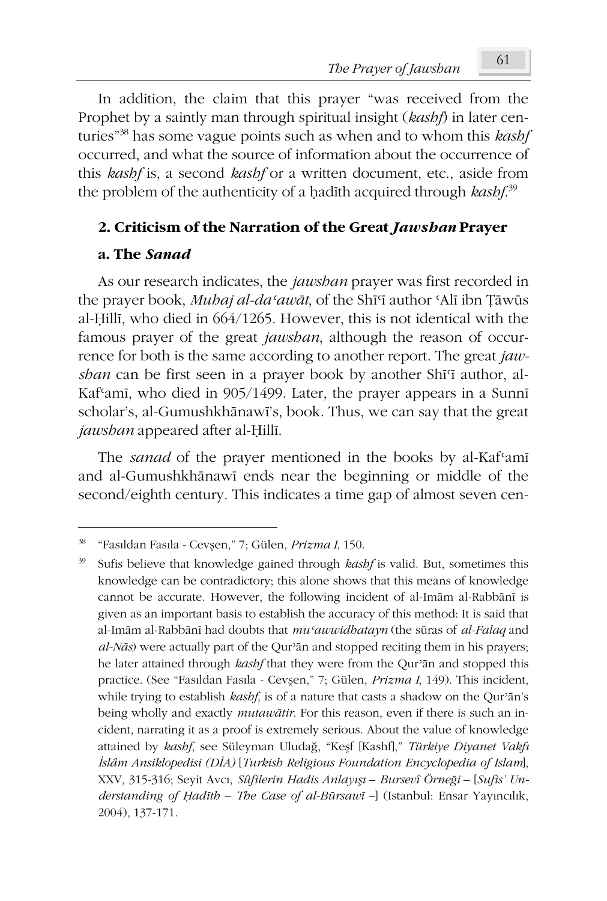In addition, the claim that this prayer "was received from the Prophet by a saintly man through spiritual insight (*kashf*) in later centuries"[38] has some vague points such as when and to whom this *kashf* occurred, and what the source of information about the occurrence of this *kashf* is, a second *kashf* or a written document, etc., aside from the problem of the authenticity of a ḥadīth acquired through *kashf*.[39]

## 2. Criticism of the Narration of the Great *Jawshan* Prayer

### a. The *Sanad*

As our research indicates, the *jawshan* prayer was first recorded in the prayer book, *Muhaj al-daʿawāt*, of the Shīʿī author ʿAlī ibn Ṭāwūs al-Ḥillī, who died in 664/1265. However, this is not identical with the famous prayer of the great *jawshan*, although the reason of occurrence for both is the same according to another report. The great *jawshan* can be first seen in a prayer book by another Shīʿī author, al-Kafʿamī, who died in 905/1499. Later, the prayer appears in a Sunnī scholar's, al-Gumushkhānawī's, book. Thus, we can say that the great *jawshan* appeared after al-Ḥillī.

The *sanad* of the prayer mentioned in the books by al-Kafʿamī and al-Gumushkhānawī ends near the beginning or middle of the second/eighth century. This indicates a time gap of almost seven cen-

---

[38] "Fasıldan Fasıla - Cevşen," 7; Gülen, *Prizma I*, 150.

[39] Sufis believe that knowledge gained through *kashf* is valid. But, sometimes this knowledge can be contradictory; this alone shows that this means of knowledge cannot be accurate. However, the following incident of al-Imām al-Rabbānī is given as an important basis to establish the accuracy of this method: It is said that al-Imām al-Rabbānī had doubts that *muʿawwidhatayn* (the sūras of *al-Falaq* and *al-Nās*) were actually part of the Qurʾān and stopped reciting them in his prayers; he later attained through *kashf* that they were from the Qurʾān and stopped this practice. (See "Fasıldan Fasıla - Cevşen," 7; Gülen, *Prizma I*, 149). This incident, while trying to establish *kashf*, is of a nature that casts a shadow on the Qurʾān's being wholly and exactly *mutawātir*. For this reason, even if there is such an incident, narrating it as a proof is extremely serious. About the value of knowledge attained by *kashf*, see Süleyman Uludağ, "Keşf [Kashf]," *Türkiye Diyanet Vakfı İslâm Ansiklopedisi (DİA)* [*Turkish Religious Foundation Encyclopedia of Islam*], XXV, 315-316; Seyit Avcı, *Sûfilerin Hadis Anlayışı – Bursevî Örneği –* [*Sufis' Understanding of Ḥadīth – The Case of al-Būrsawī –*] (Istanbul: Ensar Yayıncılık, 2004), 137-171.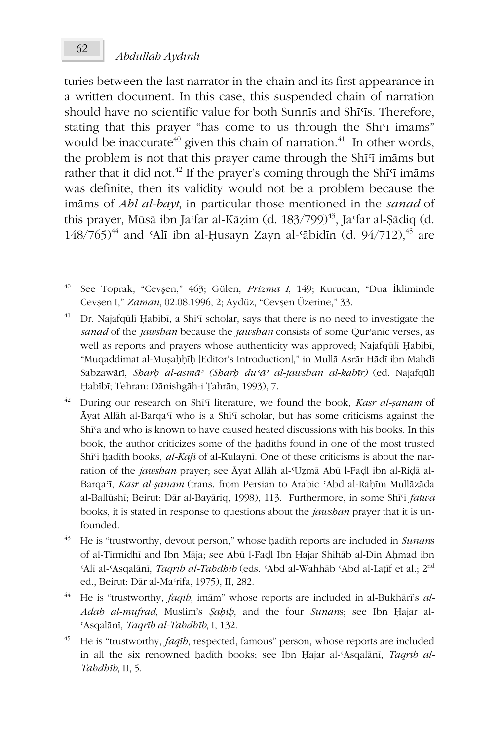turies between the last narrator in the chain and its first appearance in a written document. In this case, this suspended chain of narration should have no scientific value for both Sunnīs and Shīʿīs. Therefore, stating that this prayer "has come to us through the Shīʿī imāms" would be inaccurate[40] given this chain of narration.[41] In other words, the problem is not that this prayer came through the Shīʿī imāms but rather that it did not.[42] If the prayer's coming through the Shīʿī imāms was definite, then its validity would not be a problem because the imāms of *Ahl al-bayt*, in particular those mentioned in the *sanad* of this prayer, Mūsā ibn Jaʿfar al-Kāẓim (d. 183/799)[43], Jaʿfar al-Ṣādiq (d. 148/765)[44] and ʿAlī ibn al-Ḥusayn Zayn al-ʿābidīn (d. 94/712),[45] are

---

[40] See Toprak, "Cevşen," 463; Gülen, *Prizma I*, 149; Kurucan, "Dua İkliminde Cevşen I," *Zaman*, 02.08.1996, 2; Aydüz, "Cevşen Üzerine," 33.

[41] Dr. Najafqūlī Ḥabībī, a Shīʿī scholar, says that there is no need to investigate the *sanad* of the *jawshan* because the *jawshan* consists of some Qurʾānic verses, as well as reports and prayers whose authenticity was approved; Najafqūlī Ḥabībī, "Muqaddimat al-Muṣaḥḥiḥ [Editor's Introduction]," in Mullā Asrār Hādī ibn Mahdī Sabzawārī, *Sharḥ al-asmāʾ (Sharḥ duʿāʾ al-jawshan al-kabīr)* (ed. Najafqūlī Ḥabībī; Tehran: Dānishgāh-i Ṭahrān, 1993), 7.

[42] During our research on Shīʿī literature, we found the book, *Kasr al-ṣanam* of Āyat Allāh al-Barqaʿī who is a Shīʿī scholar, but has some criticisms against the Shīʿa and who is known to have caused heated discussions with his books. In this book, the author criticizes some of the ḥadīths found in one of the most trusted Shīʿī ḥadīth books, *al-Kāfī* of al-Kulaynī. One of these criticisms is about the narration of the *jawshan* prayer; see Āyat Allāh al-ʿUẓmā Abū l-Faḍl ibn al-Riḍā al-Barqaʿī, *Kasr al-ṣanam* (trans. from Persian to Arabic ʿAbd al-Raḥīm Mullāzāda al-Ballūshī; Beirut: Dār al-Bayāriq, 1998), 113. Furthermore, in some Shīʿī *fatwā* books, it is stated in response to questions about the *jawshan* prayer that it is unfounded.

[43] He is "trustworthy, devout person," whose ḥadīth reports are included in *Sunan*s of al-Tirmidhī and Ibn Māja; see Abū l-Faḍl Ibn Ḥajar Shihāb al-Dīn Aḥmad ibn ʿAlī al-ʿAsqalānī, *Taqrīb al-Tahdhīb* (eds. ʿAbd al-Wahhāb ʿAbd al-Laṭīf et al.; 2nd ed., Beirut: Dār al-Maʿrifa, 1975), II, 282.

[44] He is "trustworthy, *faqīh*, imām" whose reports are included in al-Bukhārī's *al-Adab al-mufrad*, Muslim's *Ṣaḥīḥ*, and the four *Sunan*s; see Ibn Ḥajar al-ʿAsqalānī, *Taqrīb al-Tahdhīb*, I, 132.

[45] He is "trustworthy, *faqīh*, respected, famous" person, whose reports are included in all the six renowned ḥadīth books; see Ibn Ḥajar al-ʿAsqalānī, *Taqrīb al-Tahdhīb*, II, 5.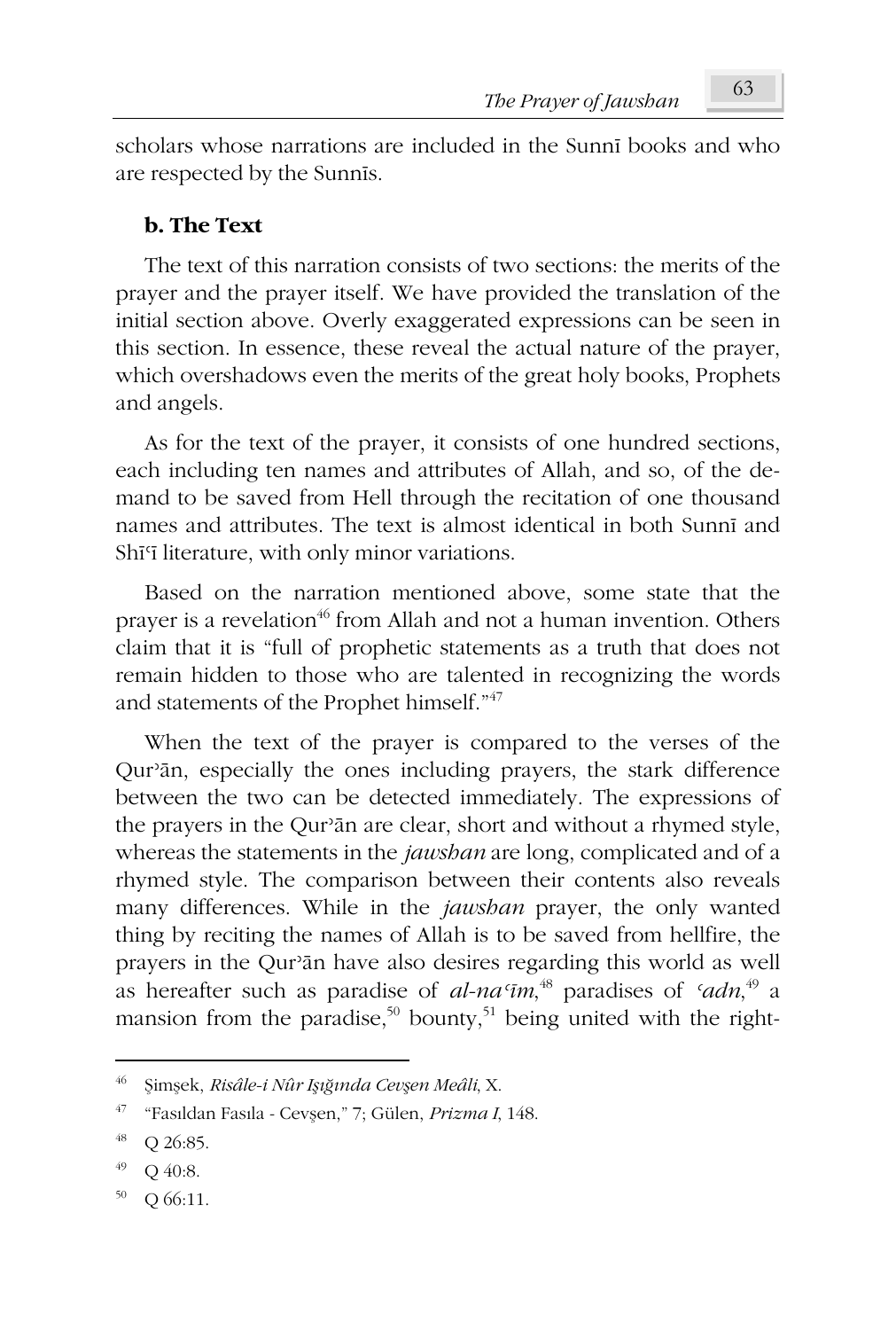scholars whose narrations are included in the Sunnī books and who are respected by the Sunnīs.

### b. The Text

The text of this narration consists of two sections: the merits of the prayer and the prayer itself. We have provided the translation of the initial section above. Overly exaggerated expressions can be seen in this section. In essence, these reveal the actual nature of the prayer, which overshadows even the merits of the great holy books, Prophets and angels.

As for the text of the prayer, it consists of one hundred sections, each including ten names and attributes of Allah, and so, of the demand to be saved from Hell through the recitation of one thousand names and attributes. The text is almost identical in both Sunnī and Shīʿī literature, with only minor variations.

Based on the narration mentioned above, some state that the prayer is a revelation[46] from Allah and not a human invention. Others claim that it is "full of prophetic statements as a truth that does not remain hidden to those who are talented in recognizing the words and statements of the Prophet himself."[47]

When the text of the prayer is compared to the verses of the Qurʾān, especially the ones including prayers, the stark difference between the two can be detected immediately. The expressions of the prayers in the Qurʾān are clear, short and without a rhymed style, whereas the statements in the *jawshan* are long, complicated and of a rhymed style. The comparison between their contents also reveals many differences. While in the *jawshan* prayer, the only wanted thing by reciting the names of Allah is to be saved from hellfire, the prayers in the Qurʾān have also desires regarding this world as well as hereafter such as paradise of *al-naʿīm*,[48] paradises of *ʿadn*,[49] a mansion from the paradise,[50] bounty,[51] being united with the right-

---

46 Şimşek, *Risâle-i Nûr Işığında Cevşen Meâli*, X.

47 "Fasıldan Fasıla - Cevşen," 7; Gülen, *Prizma I*, 148.

48 Q 26:85.

49 Q 40:8.

50 Q 66:11.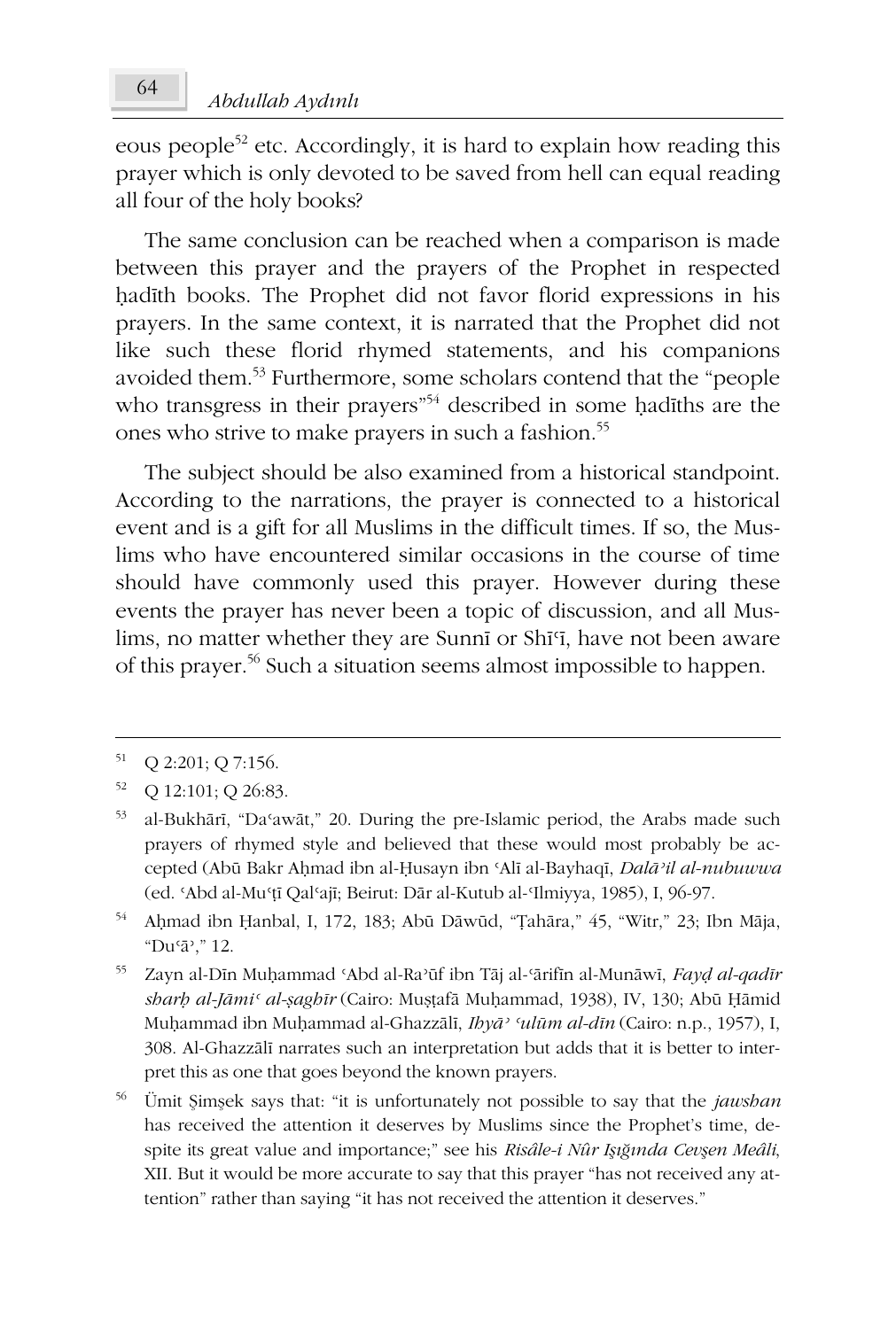eous people[52] etc. Accordingly, it is hard to explain how reading this prayer which is only devoted to be saved from hell can equal reading all four of the holy books?

The same conclusion can be reached when a comparison is made between this prayer and the prayers of the Prophet in respected ḥadīth books. The Prophet did not favor florid expressions in his prayers. In the same context, it is narrated that the Prophet did not like such these florid rhymed statements, and his companions avoided them.[53] Furthermore, some scholars contend that the "people who transgress in their prayers"[54] described in some ḥadīths are the ones who strive to make prayers in such a fashion.[55]

The subject should be also examined from a historical standpoint. According to the narrations, the prayer is connected to a historical event and is a gift for all Muslims in the difficult times. If so, the Muslims who have encountered similar occasions in the course of time should have commonly used this prayer. However during these events the prayer has never been a topic of discussion, and all Muslims, no matter whether they are Sunnī or Shīʿī, have not been aware of this prayer.[56] Such a situation seems almost impossible to happen.

---

[51] Q 2:201; Q 7:156.

[52] Q 12:101; Q 26:83.

[53] al-Bukhārī, "Daʿawāt," 20. During the pre-Islamic period, the Arabs made such prayers of rhymed style and believed that these would most probably be accepted (Abū Bakr Aḥmad ibn al-Ḥusayn ibn ʿAlī al-Bayhaqī, *Dalāʾil al-nubuwwa* (ed. ʿAbd al-Muʿṭī Qalʿajī; Beirut: Dār al-Kutub al-ʿIlmiyya, 1985), I, 96-97.

[54] Aḥmad ibn Ḥanbal, I, 172, 183; Abū Dāwūd, "Ṭahāra," 45, "Witr," 23; Ibn Māja, "Duʿāʾ," 12.

[55] Zayn al-Dīn Muḥammad ʿAbd al-Raʾūf ibn Tāj al-ʿārifīn al-Munāwī, *Fayḍ al-qadīr sharḥ al-Jāmiʿ al-ṣaghīr* (Cairo: Muṣṭafā Muḥammad, 1938), IV, 130; Abū Ḥāmid Muḥammad ibn Muḥammad al-Ghazzālī, *Ihyāʾ ʿulūm al-dīn* (Cairo: n.p., 1957), I, 308. Al-Ghazzālī narrates such an interpretation but adds that it is better to interpret this as one that goes beyond the known prayers.

[56] Ümit Şimşek says that: "it is unfortunately not possible to say that the *jawshan* has received the attention it deserves by Muslims since the Prophet's time, despite its great value and importance;" see his *Risâle-i Nûr Işığında Cevşen Meâli*, XII. But it would be more accurate to say that this prayer "has not received any attention" rather than saying "it has not received the attention it deserves."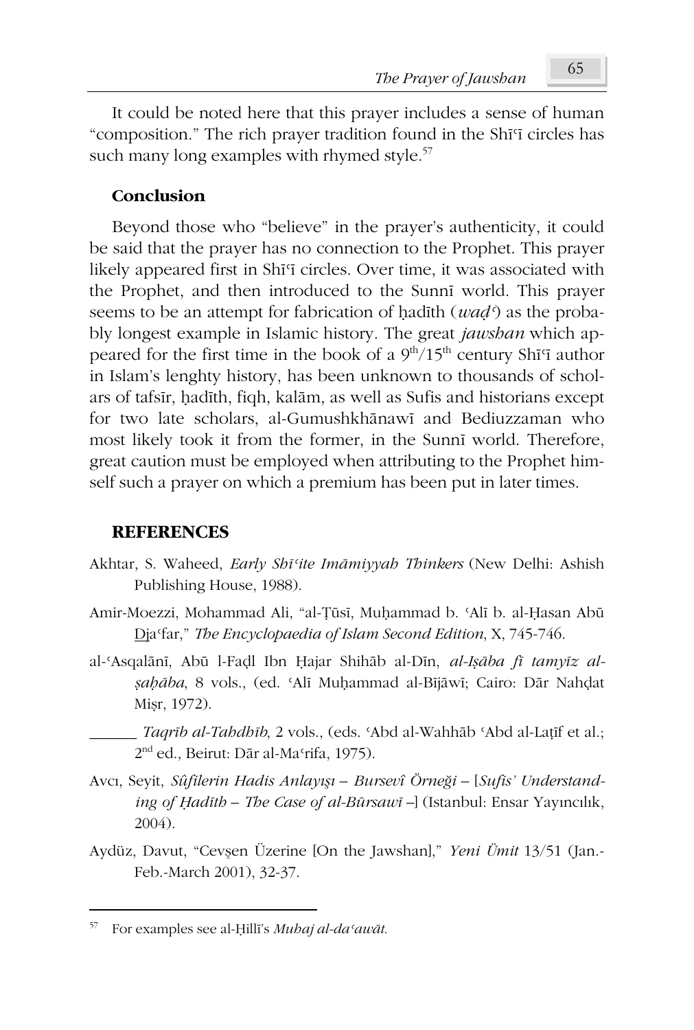It could be noted here that this prayer includes a sense of human "composition." The rich prayer tradition found in the Shīʿī circles has such many long examples with rhymed style.[57]

## Conclusion

Beyond those who "believe" in the prayer's authenticity, it could be said that the prayer has no connection to the Prophet. This prayer likely appeared first in Shīʿī circles. Over time, it was associated with the Prophet, and then introduced to the Sunnī world. This prayer seems to be an attempt for fabrication of ḥadīth (*waḍʿ*) as the probably longest example in Islamic history. The great *jawshan* which appeared for the first time in the book of a 9th/15th century Shīʿī author in Islam's lenghty history, has been unknown to thousands of scholars of tafsīr, ḥadīth, fiqh, kalām, as well as Sufis and historians except for two late scholars, al-Gumushkhānawī and Bediuzzaman who most likely took it from the former, in the Sunnī world. Therefore, great caution must be employed when attributing to the Prophet himself such a prayer on which a premium has been put in later times.

## REFERENCES

Akhtar, S. Waheed, *Early Shīʿite Imāmiyyah Thinkers* (New Delhi: Ashish Publishing House, 1988).

Amir-Moezzi, Mohammad Ali, "al-Ṭūsī, Muḥammad b. ʿAlī b. al-Ḥasan Abū Djaʿfar," *The Encyclopaedia of Islam Second Edition*, X, 745-746.

al-ʿAsqalānī, Abū l-Faḍl Ibn Ḥajar Shihāb al-Dīn, *al-Iṣāba fī tamyīz al-ṣaḥāba*, 8 vols., (ed. ʿAlī Muḥammad al-Bījāwī; Cairo: Dār Nahḍat Miṣr, 1972).

______ *Taqrīb al-Tahdhīb*, 2 vols., (eds. ʿAbd al-Wahhāb ʿAbd al-Laṭīf et al.; 2nd ed., Beirut: Dār al-Maʿrifa, 1975).

Avcı, Seyit, *Sûfilerin Hadis Anlayışı – Bursevî Örneği – [Sufis' Understanding of Ḥadīth – The Case of al-Būrsawī –]* (Istanbul: Ensar Yayıncılık, 2004).

Aydüz, Davut, "Cevşen Üzerine [On the Jawshan]," *Yeni Ümit* 13/51 (Jan.-Feb.-March 2001), 32-37.

---

[57] For examples see al-Ḥillī's *Muhaj al-daʿawāt.*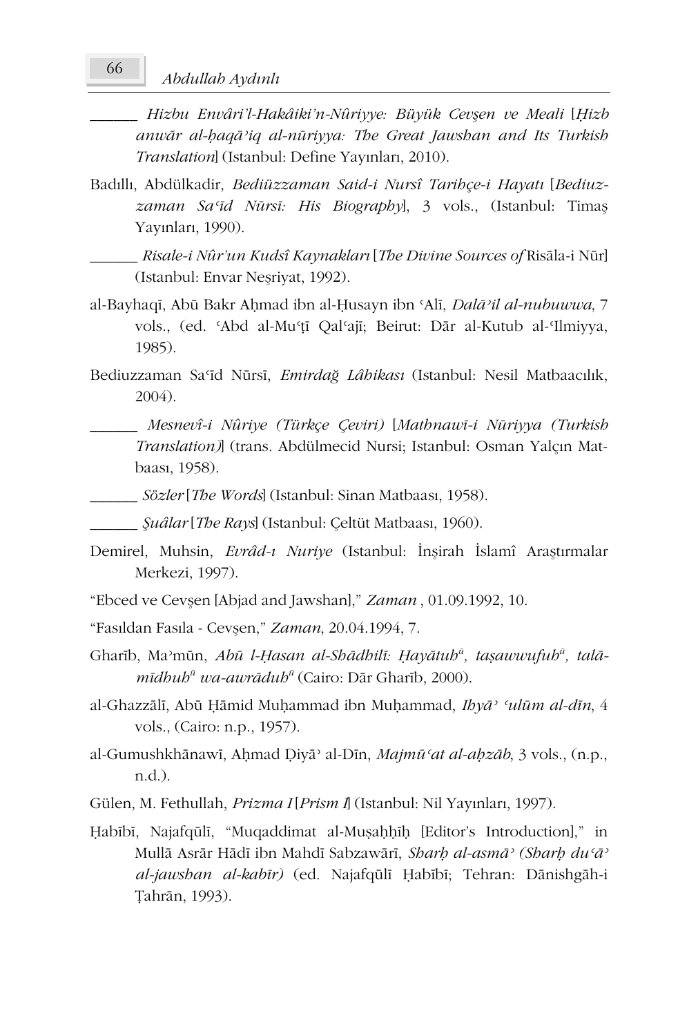______ *Hizbu Envâri'l-Hakâiki'n-Nûriyye: Büyük Cevşen ve Meali* [*Ḥizb anwār al-ḥaqāʾiq al-nūriyya: The Great Jawshan and Its Turkish Translation*] (Istanbul: Define Yayınları, 2010).

Badıllı, Abdülkadir, *Bediüzzaman Said-i Nursî Tarihçe-i Hayatı* [*Bediuzzaman Saʿīd Nūrsī: His Biography*], 3 vols., (Istanbul: Timaş Yayınları, 1990).

______ *Risale-i Nûr'un Kudsî Kaynakları* [*The Divine Sources of* Risāla-i Nūr] (Istanbul: Envar Neşriyat, 1992).

al-Bayhaqī, Abū Bakr Aḥmad ibn al-Ḥusayn ibn ʿAlī, *Dalāʾil al-nubuwwa*, 7 vols., (ed. ʿAbd al-Muʿṭī Qalʿajī; Beirut: Dār al-Kutub al-ʿIlmiyya, 1985).

Bediuzzaman Saʿīd Nūrsī, *Emirdağ Lâhikası* (Istanbul: Nesil Matbaacılık, 2004).

______ *Mesnevî-i Nûriye (Türkçe Çeviri)* [*Mathnawī-i Nūriyya (Turkish Translation)*] (trans. Abdülmecid Nursi; Istanbul: Osman Yalçın Matbaası, 1958).

______ *Sözler* [*The Words*] (Istanbul: Sinan Matbaası, 1958).

______ *Şuâlar* [*The Rays*] (Istanbul: Çeltüt Matbaası, 1960).

Demirel, Muhsin, *Evrâd-ı Nuriye* (Istanbul: İnşirah İslamî Araştırmalar Merkezi, 1997).

"Ebced ve Cevşen [Abjad and Jawshan]," *Zaman* , 01.09.1992, 10.

"Fasıldan Fasıla - Cevşen," *Zaman*, 20.04.1994, 7.

Gharīb, Maʾmūn, *Abū l-Ḥasan al-Shādhilī: Ḥayātuhū, taṣawwufuhū, talāmīdhuhū wa-awrāduhū* (Cairo: Dār Gharīb, 2000).

al-Ghazzālī, Abū Ḥāmid Muḥammad ibn Muḥammad, *Ihyāʾ ʿulūm al-dīn*, 4 vols., (Cairo: n.p., 1957).

al-Gumushkhānawī, Aḥmad Ḍiyāʾ al-Dīn, *Majmūʿat al-aḥzāb*, 3 vols., (n.p., n.d.).

Gülen, M. Fethullah, *Prizma I* [*Prism I*] (Istanbul: Nil Yayınları, 1997).

Ḥabībī, Najafqūlī, "Muqaddimat al-Muṣaḥḥiḥ [Editor's Introduction]," in Mullā Asrār Hādī ibn Mahdī Sabzawārī, *Sharḥ al-asmāʾ (Sharḥ duʿāʾ al-jawshan al-kabīr)* (ed. Najafqūlī Ḥabībī; Tehran: Dānishgāh-i Ṭahrān, 1993).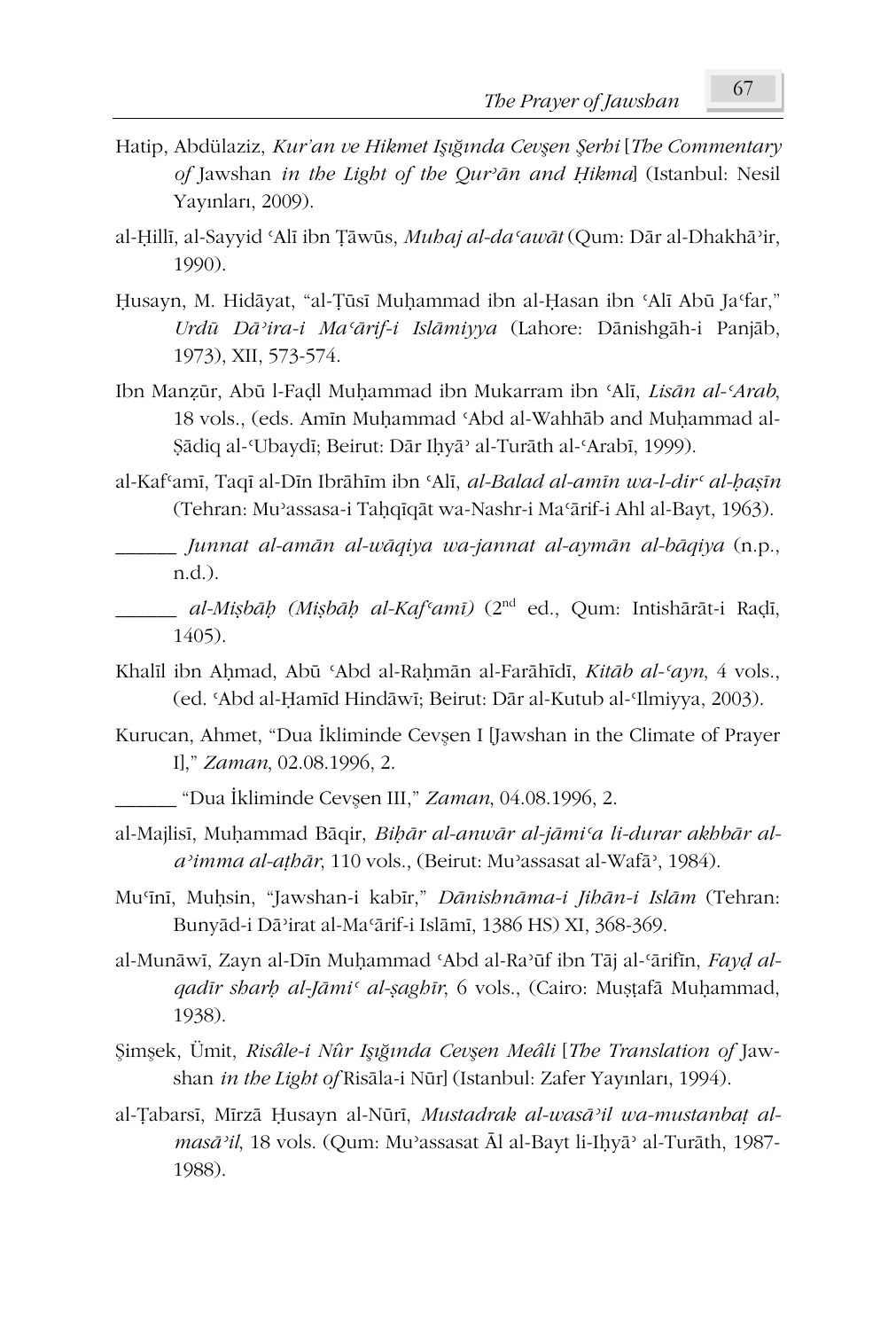Hatip, Abdülaziz, *Kur'an ve Hikmet Işığında Cevşen Şerhi* [*The Commentary of* Jawshan *in the Light of the Qurʾān and Ḥikma*] (Istanbul: Nesil Yayınları, 2009).

al-Ḥillī, al-Sayyid ʿAlī ibn Ṭāwūs, *Muhaj al-daʿawāt* (Qum: Dār al-Dhakhāʾir, 1990).

Ḥusayn, M. Hidāyat, "al-Ṭūsī Muḥammad ibn al-Ḥasan ibn ʿAlī Abū Jaʿfar," *Urdū Dāʾira-i Maʿārif-i Islāmiyya* (Lahore: Dānishgāh-i Panjāb, 1973), XII, 573-574.

Ibn Manẓūr, Abū l-Faḍl Muḥammad ibn Mukarram ibn ʿAlī, *Lisān al-ʿArab*, 18 vols., (eds. Amīn Muḥammad ʿAbd al-Wahhāb and Muḥammad al-Ṣādiq al-ʿUbaydī; Beirut: Dār Iḥyāʾ al-Turāth al-ʿArabī, 1999).

al-Kafʿamī, Taqī al-Dīn Ibrāhīm ibn ʿAlī, *al-Balad al-amīn wa-l-dirʿ al-ḥaṣīn* (Tehran: Muʾassasa-i Taḥqīqāt wa-Nashr-i Maʿārif-i Ahl al-Bayt, 1963).

______ *Junnat al-amān al-wāqiya wa-jannat al-aymān al-bāqiya* (n.p., n.d.).

______ *al-Miṣbāḥ (Miṣbāḥ al-Kafʿamī)* (2nd ed., Qum: Intishārāt-i Raḍī, 1405).

Khalīl ibn Aḥmad, Abū ʿAbd al-Raḥmān al-Farāhīdī, *Kitāb al-ʿayn*, 4 vols., (ed. ʿAbd al-Ḥamīd Hindāwī; Beirut: Dār al-Kutub al-ʿIlmiyya, 2003).

Kurucan, Ahmet, "Dua İkliminde Cevşen I [Jawshan in the Climate of Prayer I]," *Zaman*, 02.08.1996, 2.

______ "Dua İkliminde Cevşen III," *Zaman*, 04.08.1996, 2.

al-Majlisī, Muḥammad Bāqir, *Biḥār al-anwār al-jāmiʿa li-durar akhbār al-aʾimma al-aṭhār*, 110 vols., (Beirut: Muʾassasat al-Wafāʾ, 1984).

Muʿīnī, Muḥsin, "Jawshan-i kabīr," *Dānishnāma-i Jihān-i Islām* (Tehran: Bunyād-i Dāʾirat al-Maʿārif-i Islāmī, 1386 HS) XI, 368-369.

al-Munāwī, Zayn al-Dīn Muḥammad ʿAbd al-Raʾūf ibn Tāj al-ʿārifīn, *Fayḍ al-qadīr sharḥ al-Jāmiʿ al-ṣaghīr*, 6 vols., (Cairo: Muṣṭafā Muḥammad, 1938).

Şimşek, Ümit, *Risâle-i Nûr Işığında Cevşen Meâli* [*The Translation of* Jawshan *in the Light of* Risāla-i Nūr] (Istanbul: Zafer Yayınları, 1994).

al-Ṭabarsī, Mīrzā Ḥusayn al-Nūrī, *Mustadrak al-wasāʾil wa-mustanbaṭ al-masāʾil*, 18 vols. (Qum: Muʾassasat Āl al-Bayt li-Iḥyāʾ al-Turāth, 1987-1988).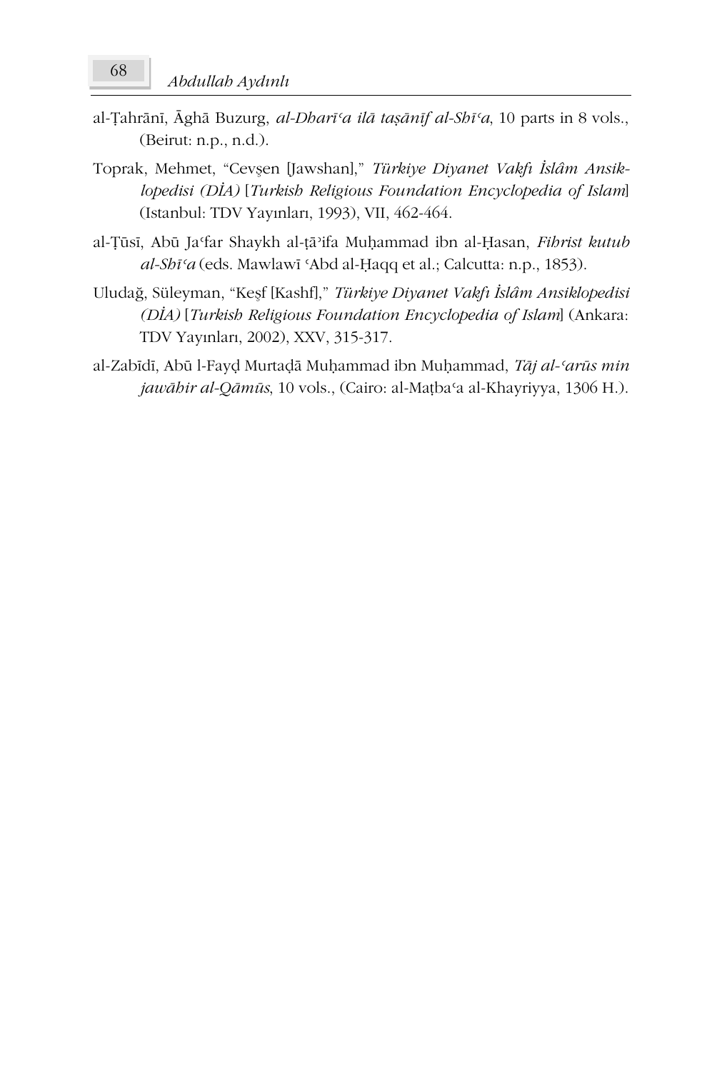al-Ṭahrānī, Āghā Buzurg, *al-Dharīʿa ilā taṣānīf al-Shīʿa*, 10 parts in 8 vols., (Beirut: n.p., n.d.).

Toprak, Mehmet, "Cevşen [Jawshan]," *Türkiye Diyanet Vakfı İslâm Ansiklopedisi (DİA)* [*Turkish Religious Foundation Encyclopedia of Islam*] (Istanbul: TDV Yayınları, 1993), VII, 462-464.

al-Ṭūsī, Abū Jaʿfar Shaykh al-ṭāʾifa Muḥammad ibn al-Ḥasan, *Fihrist kutub al-Shīʿa* (eds. Mawlawī ʿAbd al-Ḥaqq et al.; Calcutta: n.p., 1853).

Uludağ, Süleyman, "Keşf [Kashf]," *Türkiye Diyanet Vakfı İslâm Ansiklopedisi (DİA)* [*Turkish Religious Foundation Encyclopedia of Islam*] (Ankara: TDV Yayınları, 2002), XXV, 315-317.

al-Zabīdī, Abū l-Fayḍ Murtaḍā Muḥammad ibn Muḥammad, *Tāj al-ʿarūs min jawāhir al-Qāmūs*, 10 vols., (Cairo: al-Maṭbaʿa al-Khayriyya, 1306 H.).